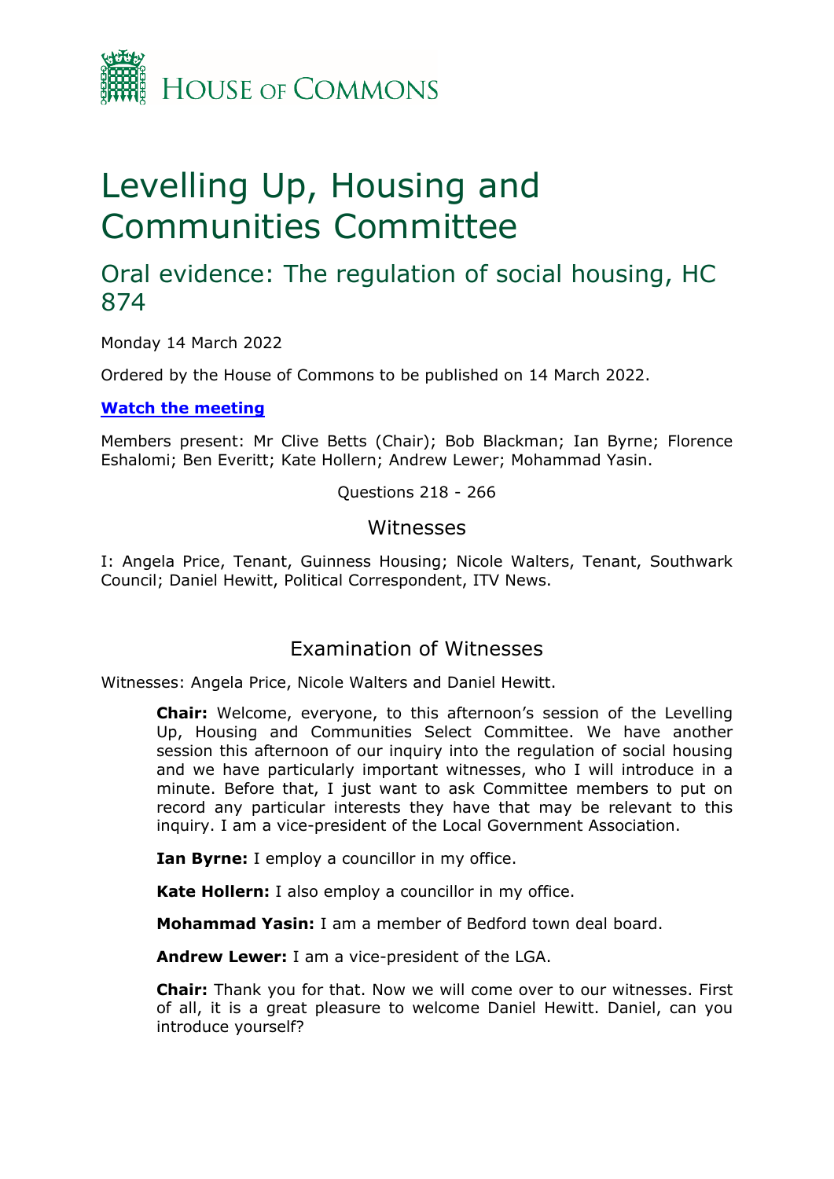# Levelling Up, Housing and Communities Committee

## Oral evidence: The regulation of social housing, HC 874

Monday 14 March 2022

Ordered by the House of Commons to be published on 14 March 2022.

**Watch the meeting**

Members present: Mr Clive Betts (Chair); Bob Blackman; Ian Byrne; Florence Eshalomi; Ben Everitt; Kate Hollern; Andrew Lewer; Mohammad Yasin.

Questions 218 - 266

### Witnesses

I: Angela Price, Tenant, Guinness Housing; Nicole Walters, Tenant, Southwark Council; Daniel Hewitt, Political Correspondent, ITV News.

### Examination of Witnesses

Witnesses: Angela Price, Nicole Walters and Daniel Hewitt.

**Chair:** Welcome, everyone, to this afternoon's session of the Levelling Up, Housing and Communities Select Committee. We have another session this afternoon of our inquiry into the regulation of social housing and we have particularly important witnesses, who I will introduce in a minute. Before that, I just want to ask Committee members to put on record any particular interests they have that may be relevant to this inquiry. I am a vice-president of the Local Government Association.

**Ian Byrne:** I employ a councillor in my office.

**Kate Hollern:** I also employ a councillor in my office.

**Mohammad Yasin:** I am a member of Bedford town deal board.

**Andrew Lewer:** I am a vice-president of the LGA.

**Chair:** Thank you for that. Now we will come over to our witnesses. First of all, it is a great pleasure to welcome Daniel Hewitt. Daniel, can you introduce yourself?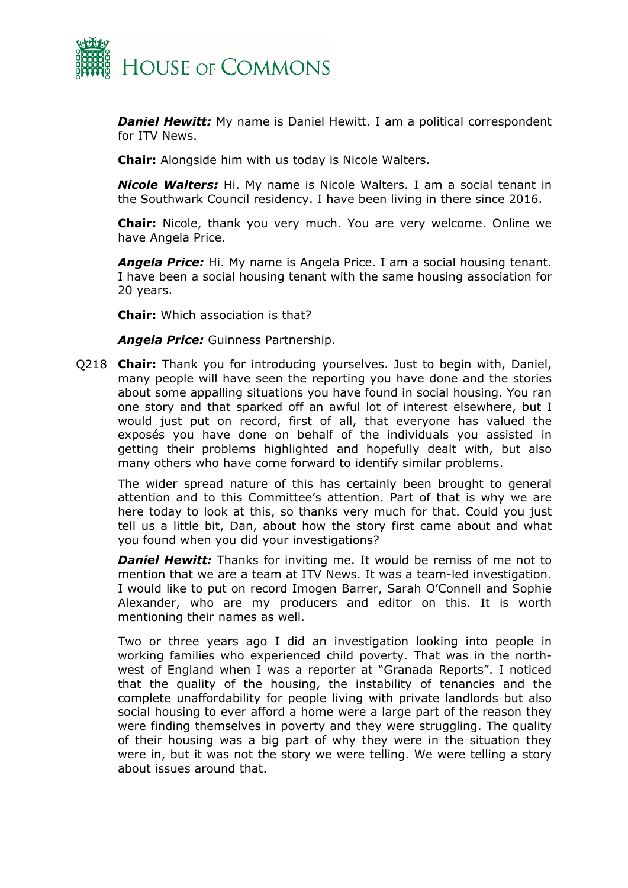***Daniel Hewitt:*** My name is Daniel Hewitt. I am a political correspondent for ITV News.

**Chair:** Alongside him with us today is Nicole Walters.

***Nicole Walters:*** Hi. My name is Nicole Walters. I am a social tenant in the Southwark Council residency. I have been living in there since 2016.

**Chair:** Nicole, thank you very much. You are very welcome. Online we have Angela Price.

***Angela Price:*** Hi. My name is Angela Price. I am a social housing tenant. I have been a social housing tenant with the same housing association for 20 years.

**Chair:** Which association is that?

***Angela Price:*** Guinness Partnership.

Q218 **Chair:** Thank you for introducing yourselves. Just to begin with, Daniel, many people will have seen the reporting you have done and the stories about some appalling situations you have found in social housing. You ran one story and that sparked off an awful lot of interest elsewhere, but I would just put on record, first of all, that everyone has valued the exposés you have done on behalf of the individuals you assisted in getting their problems highlighted and hopefully dealt with, but also many others who have come forward to identify similar problems.

The wider spread nature of this has certainly been brought to general attention and to this Committee's attention. Part of that is why we are here today to look at this, so thanks very much for that. Could you just tell us a little bit, Dan, about how the story first came about and what you found when you did your investigations?

***Daniel Hewitt:*** Thanks for inviting me. It would be remiss of me not to mention that we are a team at ITV News. It was a team-led investigation. I would like to put on record Imogen Barrer, Sarah O'Connell and Sophie Alexander, who are my producers and editor on this. It is worth mentioning their names as well.

Two or three years ago I did an investigation looking into people in working families who experienced child poverty. That was in the north-west of England when I was a reporter at "Granada Reports". I noticed that the quality of the housing, the instability of tenancies and the complete unaffordability for people living with private landlords but also social housing to ever afford a home were a large part of the reason they were finding themselves in poverty and they were struggling. The quality of their housing was a big part of why they were in the situation they were in, but it was not the story we were telling. We were telling a story about issues around that.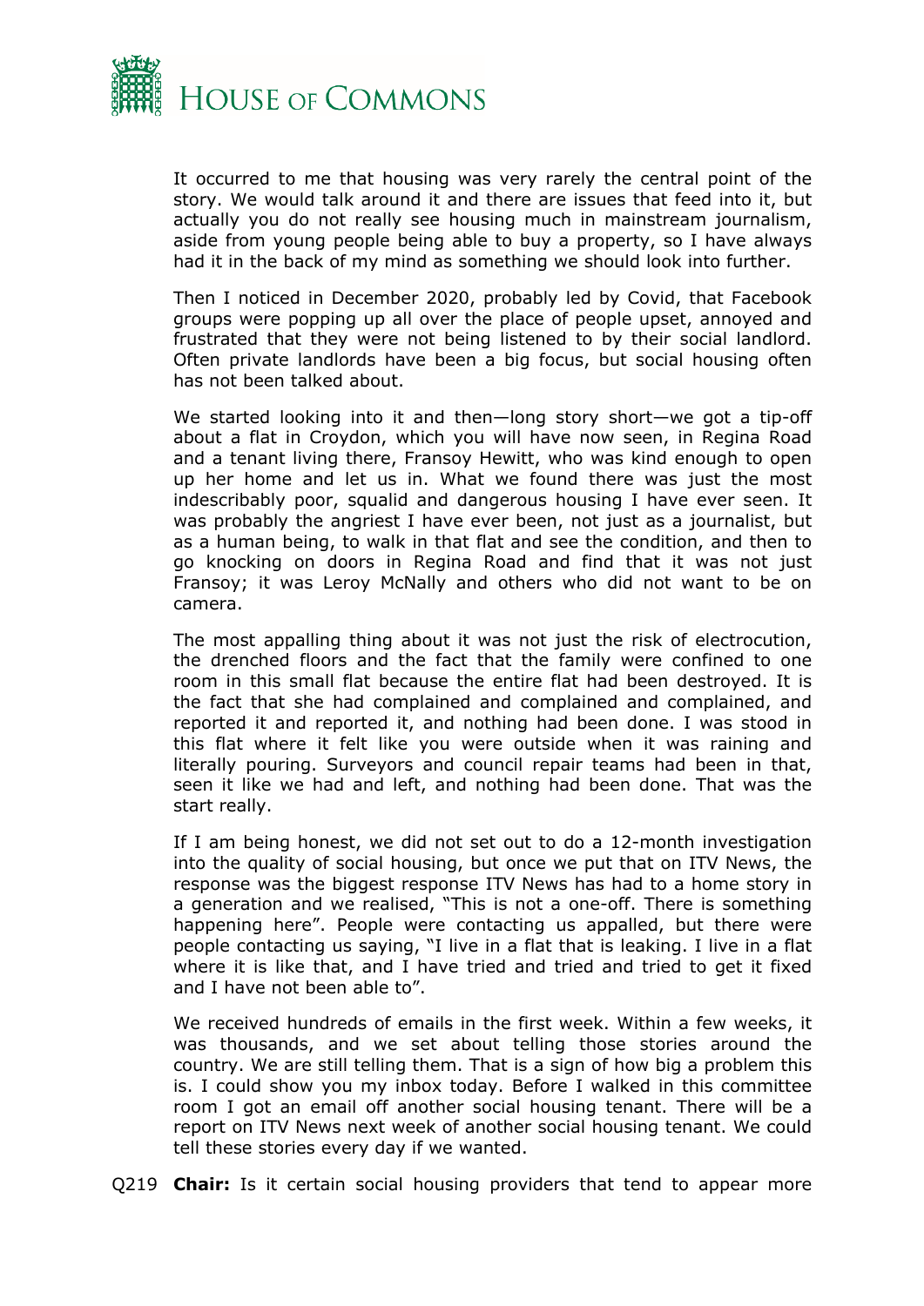It occurred to me that housing was very rarely the central point of the story. We would talk around it and there are issues that feed into it, but actually you do not really see housing much in mainstream journalism, aside from young people being able to buy a property, so I have always had it in the back of my mind as something we should look into further.

Then I noticed in December 2020, probably led by Covid, that Facebook groups were popping up all over the place of people upset, annoyed and frustrated that they were not being listened to by their social landlord. Often private landlords have been a big focus, but social housing often has not been talked about.

We started looking into it and then—long story short—we got a tip-off about a flat in Croydon, which you will have now seen, in Regina Road and a tenant living there, Fransoy Hewitt, who was kind enough to open up her home and let us in. What we found there was just the most indescribably poor, squalid and dangerous housing I have ever seen. It was probably the angriest I have ever been, not just as a journalist, but as a human being, to walk in that flat and see the condition, and then to go knocking on doors in Regina Road and find that it was not just Fransoy; it was Leroy McNally and others who did not want to be on camera.

The most appalling thing about it was not just the risk of electrocution, the drenched floors and the fact that the family were confined to one room in this small flat because the entire flat had been destroyed. It is the fact that she had complained and complained and complained, and reported it and reported it, and nothing had been done. I was stood in this flat where it felt like you were outside when it was raining and literally pouring. Surveyors and council repair teams had been in that, seen it like we had and left, and nothing had been done. That was the start really.

If I am being honest, we did not set out to do a 12-month investigation into the quality of social housing, but once we put that on ITV News, the response was the biggest response ITV News has had to a home story in a generation and we realised, "This is not a one-off. There is something happening here". People were contacting us appalled, but there were people contacting us saying, "I live in a flat that is leaking. I live in a flat where it is like that, and I have tried and tried and tried to get it fixed and I have not been able to".

We received hundreds of emails in the first week. Within a few weeks, it was thousands, and we set about telling those stories around the country. We are still telling them. That is a sign of how big a problem this is. I could show you my inbox today. Before I walked in this committee room I got an email off another social housing tenant. There will be a report on ITV News next week of another social housing tenant. We could tell these stories every day if we wanted.

Q219 **Chair:** Is it certain social housing providers that tend to appear more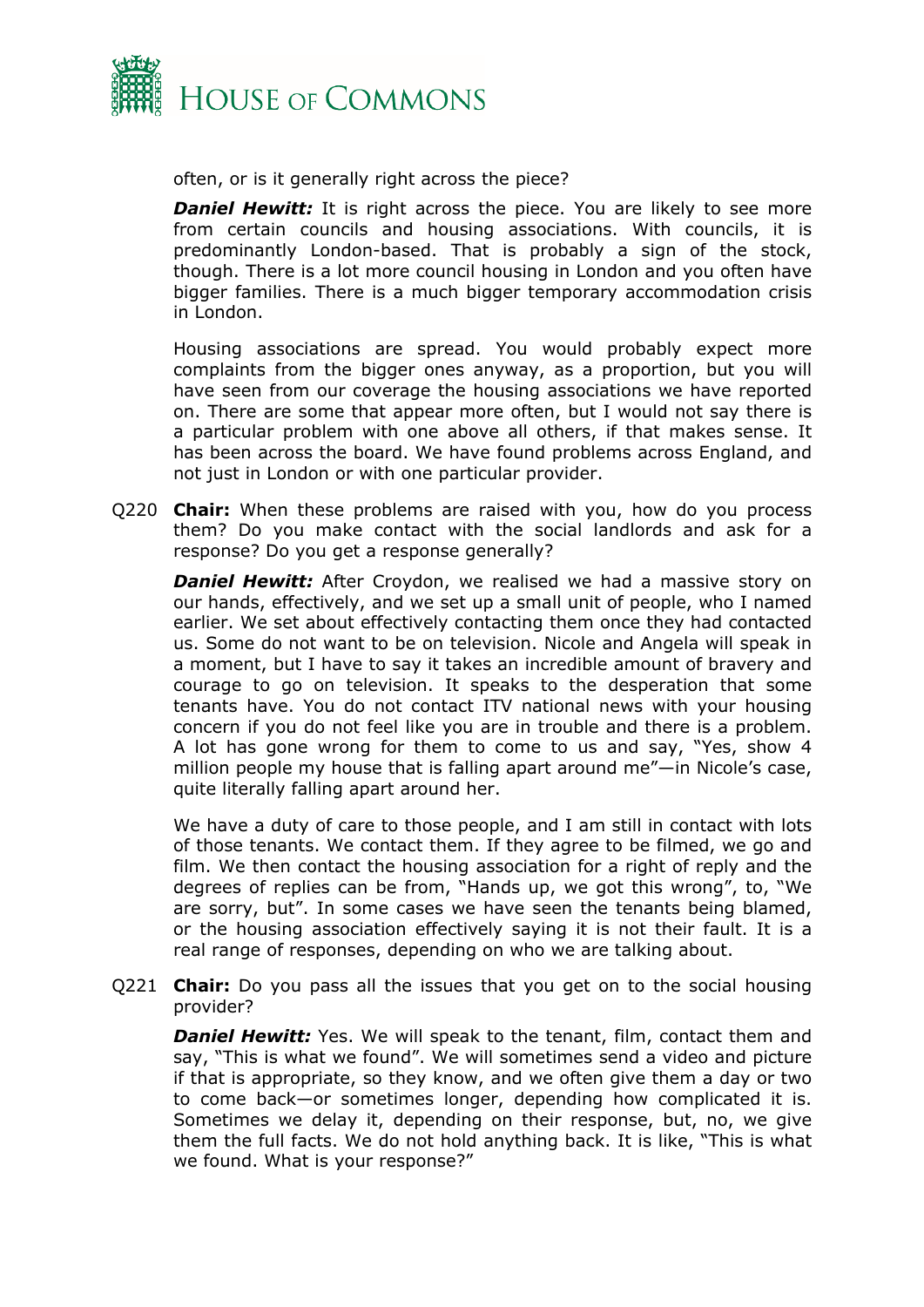often, or is it generally right across the piece?

***Daniel Hewitt:*** It is right across the piece. You are likely to see more from certain councils and housing associations. With councils, it is predominantly London-based. That is probably a sign of the stock, though. There is a lot more council housing in London and you often have bigger families. There is a much bigger temporary accommodation crisis in London.

Housing associations are spread. You would probably expect more complaints from the bigger ones anyway, as a proportion, but you will have seen from our coverage the housing associations we have reported on. There are some that appear more often, but I would not say there is a particular problem with one above all others, if that makes sense. It has been across the board. We have found problems across England, and not just in London or with one particular provider.

Q220 **Chair:** When these problems are raised with you, how do you process them? Do you make contact with the social landlords and ask for a response? Do you get a response generally?

***Daniel Hewitt:*** After Croydon, we realised we had a massive story on our hands, effectively, and we set up a small unit of people, who I named earlier. We set about effectively contacting them once they had contacted us. Some do not want to be on television. Nicole and Angela will speak in a moment, but I have to say it takes an incredible amount of bravery and courage to go on television. It speaks to the desperation that some tenants have. You do not contact ITV national news with your housing concern if you do not feel like you are in trouble and there is a problem. A lot has gone wrong for them to come to us and say, "Yes, show 4 million people my house that is falling apart around me"—in Nicole's case, quite literally falling apart around her.

We have a duty of care to those people, and I am still in contact with lots of those tenants. We contact them. If they agree to be filmed, we go and film. We then contact the housing association for a right of reply and the degrees of replies can be from, "Hands up, we got this wrong", to, "We are sorry, but". In some cases we have seen the tenants being blamed, or the housing association effectively saying it is not their fault. It is a real range of responses, depending on who we are talking about.

Q221 **Chair:** Do you pass all the issues that you get on to the social housing provider?

***Daniel Hewitt:*** Yes. We will speak to the tenant, film, contact them and say, "This is what we found". We will sometimes send a video and picture if that is appropriate, so they know, and we often give them a day or two to come back—or sometimes longer, depending how complicated it is. Sometimes we delay it, depending on their response, but, no, we give them the full facts. We do not hold anything back. It is like, "This is what we found. What is your response?"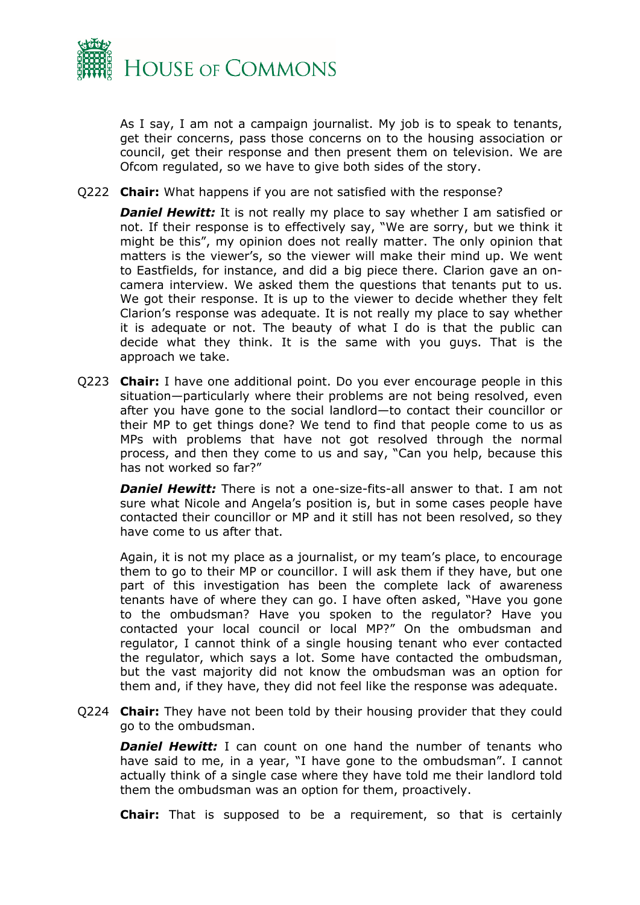As I say, I am not a campaign journalist. My job is to speak to tenants, get their concerns, pass those concerns on to the housing association or council, get their response and then present them on television. We are Ofcom regulated, so we have to give both sides of the story.

Q222 **Chair:** What happens if you are not satisfied with the response?

***Daniel Hewitt:*** It is not really my place to say whether I am satisfied or not. If their response is to effectively say, "We are sorry, but we think it might be this", my opinion does not really matter. The only opinion that matters is the viewer's, so the viewer will make their mind up. We went to Eastfields, for instance, and did a big piece there. Clarion gave an on-camera interview. We asked them the questions that tenants put to us. We got their response. It is up to the viewer to decide whether they felt Clarion's response was adequate. It is not really my place to say whether it is adequate or not. The beauty of what I do is that the public can decide what they think. It is the same with you guys. That is the approach we take.

Q223 **Chair:** I have one additional point. Do you ever encourage people in this situation—particularly where their problems are not being resolved, even after you have gone to the social landlord—to contact their councillor or their MP to get things done? We tend to find that people come to us as MPs with problems that have not got resolved through the normal process, and then they come to us and say, "Can you help, because this has not worked so far?"

***Daniel Hewitt:*** There is not a one-size-fits-all answer to that. I am not sure what Nicole and Angela's position is, but in some cases people have contacted their councillor or MP and it still has not been resolved, so they have come to us after that.

Again, it is not my place as a journalist, or my team's place, to encourage them to go to their MP or councillor. I will ask them if they have, but one part of this investigation has been the complete lack of awareness tenants have of where they can go. I have often asked, "Have you gone to the ombudsman? Have you spoken to the regulator? Have you contacted your local council or local MP?" On the ombudsman and regulator, I cannot think of a single housing tenant who ever contacted the regulator, which says a lot. Some have contacted the ombudsman, but the vast majority did not know the ombudsman was an option for them and, if they have, they did not feel like the response was adequate.

Q224 **Chair:** They have not been told by their housing provider that they could go to the ombudsman.

***Daniel Hewitt:*** I can count on one hand the number of tenants who have said to me, in a year, "I have gone to the ombudsman". I cannot actually think of a single case where they have told me their landlord told them the ombudsman was an option for them, proactively.

**Chair:** That is supposed to be a requirement, so that is certainly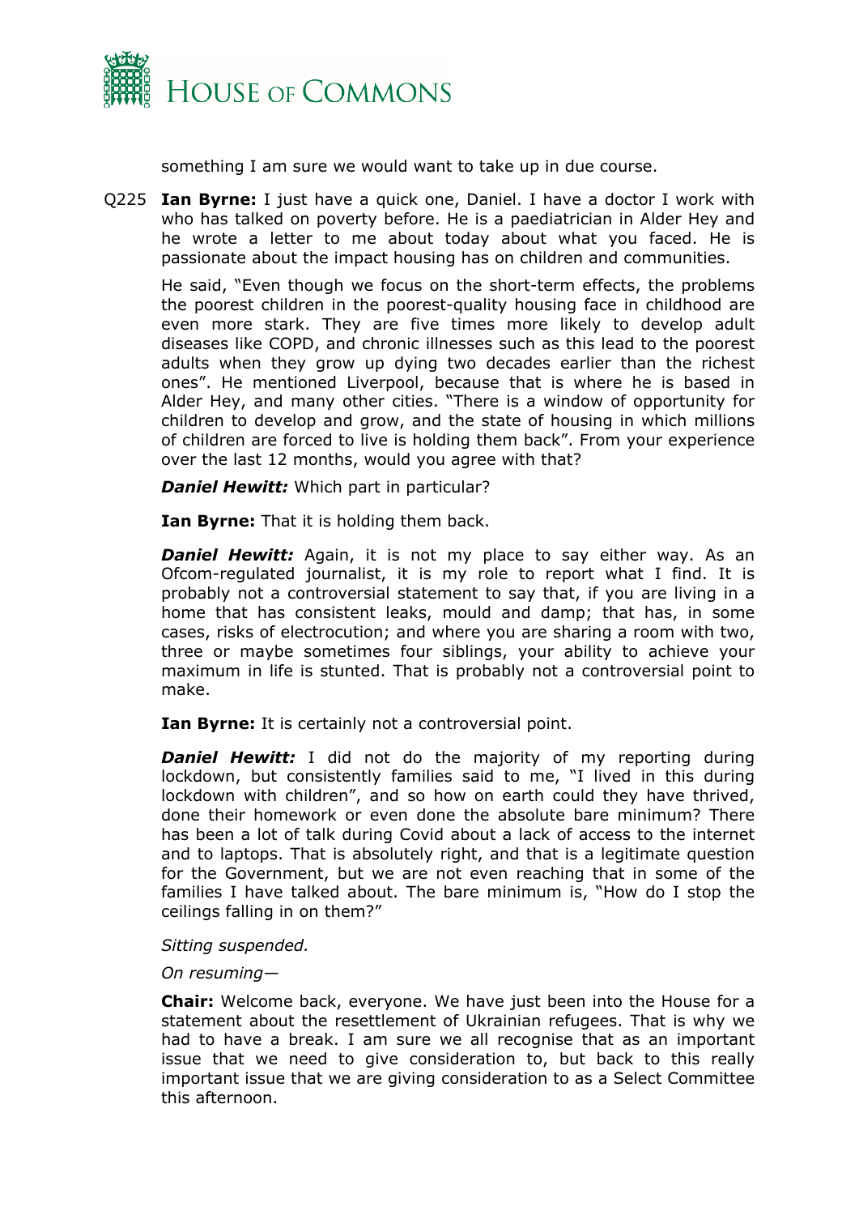something I am sure we would want to take up in due course.

Q225 **Ian Byrne:** I just have a quick one, Daniel. I have a doctor I work with who has talked on poverty before. He is a paediatrician in Alder Hey and he wrote a letter to me about today about what you faced. He is passionate about the impact housing has on children and communities.

He said, "Even though we focus on the short-term effects, the problems the poorest children in the poorest-quality housing face in childhood are even more stark. They are five times more likely to develop adult diseases like COPD, and chronic illnesses such as this lead to the poorest adults when they grow up dying two decades earlier than the richest ones". He mentioned Liverpool, because that is where he is based in Alder Hey, and many other cities. "There is a window of opportunity for children to develop and grow, and the state of housing in which millions of children are forced to live is holding them back". From your experience over the last 12 months, would you agree with that?

***Daniel Hewitt:*** Which part in particular?

**Ian Byrne:** That it is holding them back.

***Daniel Hewitt:*** Again, it is not my place to say either way. As an Ofcom-regulated journalist, it is my role to report what I find. It is probably not a controversial statement to say that, if you are living in a home that has consistent leaks, mould and damp; that has, in some cases, risks of electrocution; and where you are sharing a room with two, three or maybe sometimes four siblings, your ability to achieve your maximum in life is stunted. That is probably not a controversial point to make.

**Ian Byrne:** It is certainly not a controversial point.

***Daniel Hewitt:*** I did not do the majority of my reporting during lockdown, but consistently families said to me, "I lived in this during lockdown with children", and so how on earth could they have thrived, done their homework or even done the absolute bare minimum? There has been a lot of talk during Covid about a lack of access to the internet and to laptops. That is absolutely right, and that is a legitimate question for the Government, but we are not even reaching that in some of the families I have talked about. The bare minimum is, "How do I stop the ceilings falling in on them?"

*Sitting suspended.*

*On resuming—*

**Chair:** Welcome back, everyone. We have just been into the House for a statement about the resettlement of Ukrainian refugees. That is why we had to have a break. I am sure we all recognise that as an important issue that we need to give consideration to, but back to this really important issue that we are giving consideration to as a Select Committee this afternoon.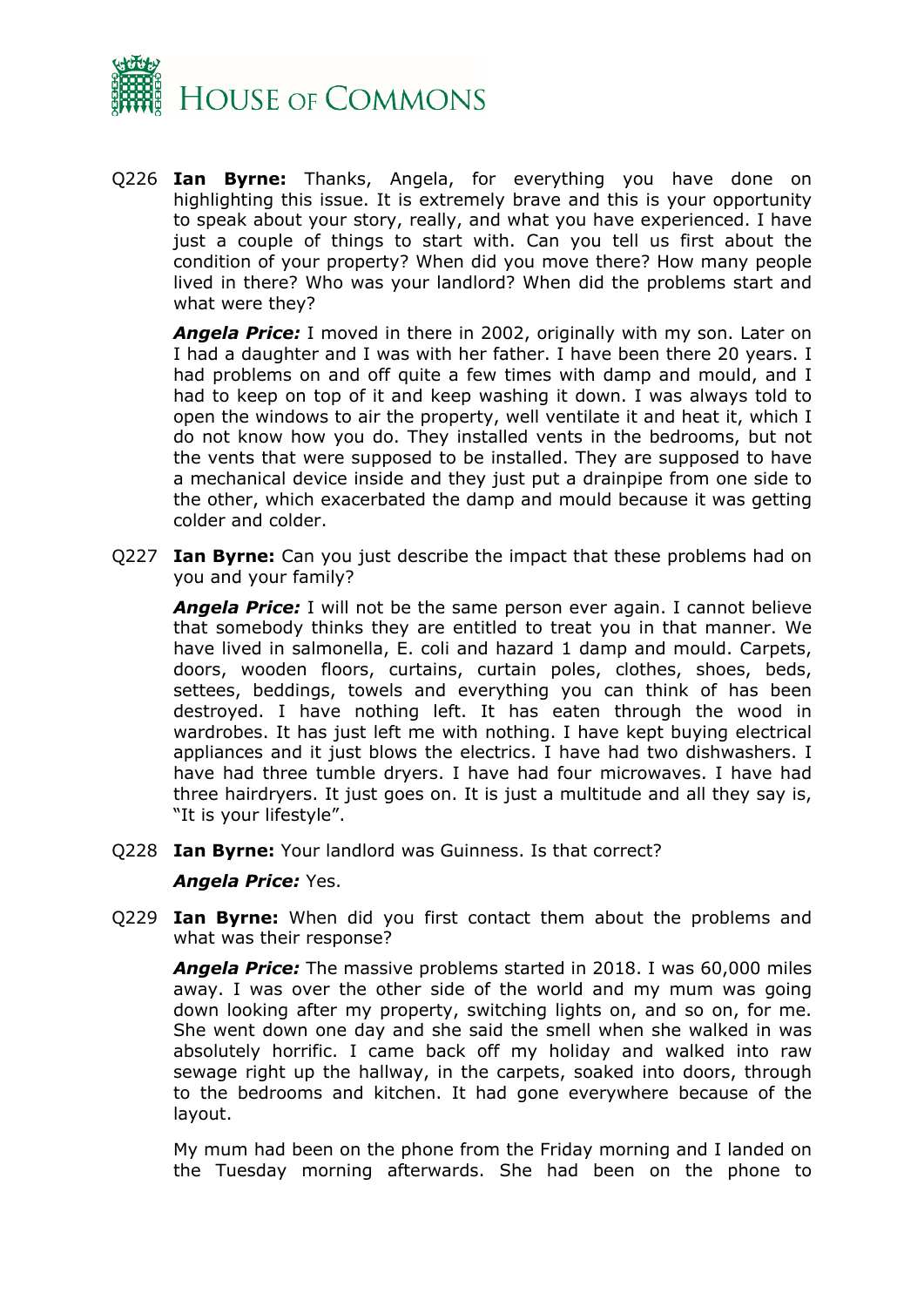Q226 **Ian Byrne:** Thanks, Angela, for everything you have done on highlighting this issue. It is extremely brave and this is your opportunity to speak about your story, really, and what you have experienced. I have just a couple of things to start with. Can you tell us first about the condition of your property? When did you move there? How many people lived in there? Who was your landlord? When did the problems start and what were they?

***Angela Price:*** I moved in there in 2002, originally with my son. Later on I had a daughter and I was with her father. I have been there 20 years. I had problems on and off quite a few times with damp and mould, and I had to keep on top of it and keep washing it down. I was always told to open the windows to air the property, well ventilate it and heat it, which I do not know how you do. They installed vents in the bedrooms, but not the vents that were supposed to be installed. They are supposed to have a mechanical device inside and they just put a drainpipe from one side to the other, which exacerbated the damp and mould because it was getting colder and colder.

Q227 **Ian Byrne:** Can you just describe the impact that these problems had on you and your family?

***Angela Price:*** I will not be the same person ever again. I cannot believe that somebody thinks they are entitled to treat you in that manner. We have lived in salmonella, E. coli and hazard 1 damp and mould. Carpets, doors, wooden floors, curtains, curtain poles, clothes, shoes, beds, settees, beddings, towels and everything you can think of has been destroyed. I have nothing left. It has eaten through the wood in wardrobes. It has just left me with nothing. I have kept buying electrical appliances and it just blows the electrics. I have had two dishwashers. I have had three tumble dryers. I have had four microwaves. I have had three hairdryers. It just goes on. It is just a multitude and all they say is, "It is your lifestyle".

Q228 **Ian Byrne:** Your landlord was Guinness. Is that correct?

***Angela Price:*** Yes.

Q229 **Ian Byrne:** When did you first contact them about the problems and what was their response?

***Angela Price:*** The massive problems started in 2018. I was 60,000 miles away. I was over the other side of the world and my mum was going down looking after my property, switching lights on, and so on, for me. She went down one day and she said the smell when she walked in was absolutely horrific. I came back off my holiday and walked into raw sewage right up the hallway, in the carpets, soaked into doors, through to the bedrooms and kitchen. It had gone everywhere because of the layout.

My mum had been on the phone from the Friday morning and I landed on the Tuesday morning afterwards. She had been on the phone to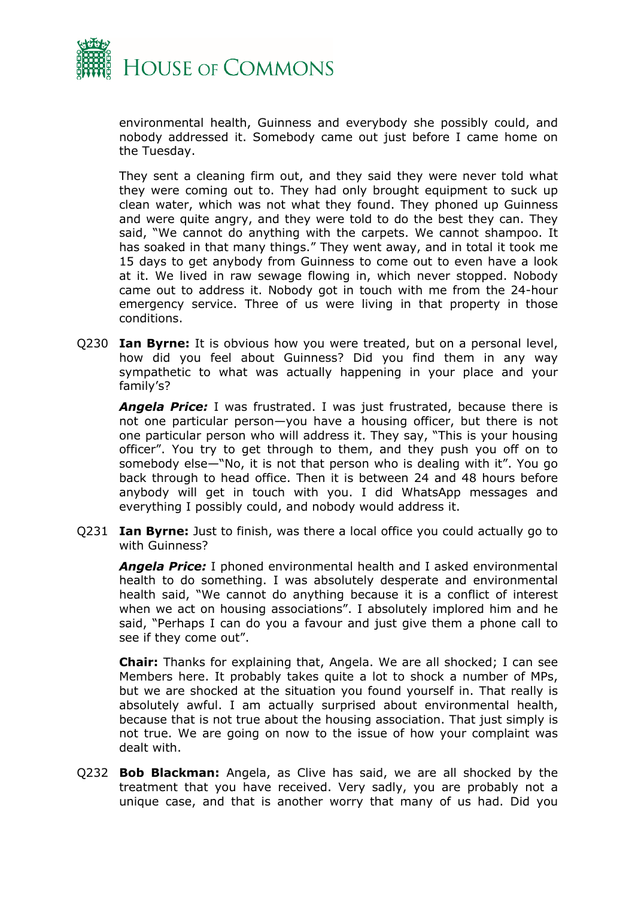environmental health, Guinness and everybody she possibly could, and nobody addressed it. Somebody came out just before I came home on the Tuesday.

They sent a cleaning firm out, and they said they were never told what they were coming out to. They had only brought equipment to suck up clean water, which was not what they found. They phoned up Guinness and were quite angry, and they were told to do the best they can. They said, "We cannot do anything with the carpets. We cannot shampoo. It has soaked in that many things." They went away, and in total it took me 15 days to get anybody from Guinness to come out to even have a look at it. We lived in raw sewage flowing in, which never stopped. Nobody came out to address it. Nobody got in touch with me from the 24-hour emergency service. Three of us were living in that property in those conditions.

Q230 **Ian Byrne:** It is obvious how you were treated, but on a personal level, how did you feel about Guinness? Did you find them in any way sympathetic to what was actually happening in your place and your family's?

***Angela Price:*** I was frustrated. I was just frustrated, because there is not one particular person—you have a housing officer, but there is not one particular person who will address it. They say, "This is your housing officer". You try to get through to them, and they push you off on to somebody else—"No, it is not that person who is dealing with it". You go back through to head office. Then it is between 24 and 48 hours before anybody will get in touch with you. I did WhatsApp messages and everything I possibly could, and nobody would address it.

Q231 **Ian Byrne:** Just to finish, was there a local office you could actually go to with Guinness?

***Angela Price:*** I phoned environmental health and I asked environmental health to do something. I was absolutely desperate and environmental health said, "We cannot do anything because it is a conflict of interest when we act on housing associations". I absolutely implored him and he said, "Perhaps I can do you a favour and just give them a phone call to see if they come out".

**Chair:** Thanks for explaining that, Angela. We are all shocked; I can see Members here. It probably takes quite a lot to shock a number of MPs, but we are shocked at the situation you found yourself in. That really is absolutely awful. I am actually surprised about environmental health, because that is not true about the housing association. That just simply is not true. We are going on now to the issue of how your complaint was dealt with.

Q232 **Bob Blackman:** Angela, as Clive has said, we are all shocked by the treatment that you have received. Very sadly, you are probably not a unique case, and that is another worry that many of us had. Did you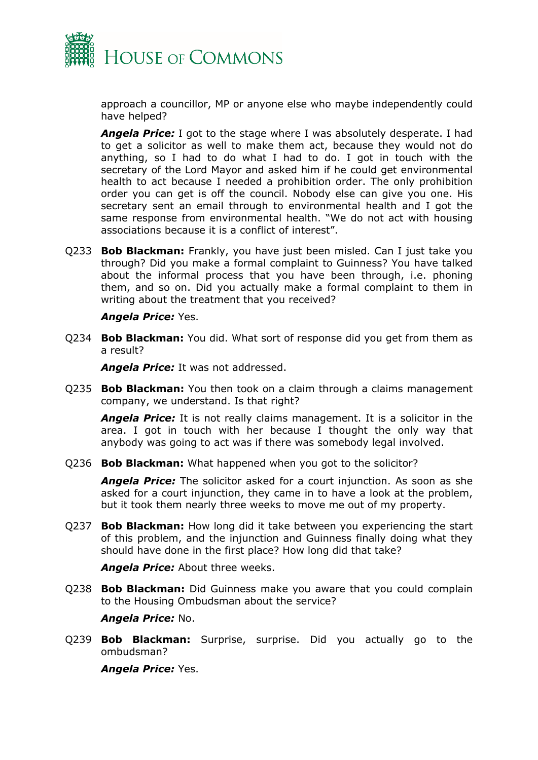approach a councillor, MP or anyone else who maybe independently could have helped?

***Angela Price:*** I got to the stage where I was absolutely desperate. I had to get a solicitor as well to make them act, because they would not do anything, so I had to do what I had to do. I got in touch with the secretary of the Lord Mayor and asked him if he could get environmental health to act because I needed a prohibition order. The only prohibition order you can get is off the council. Nobody else can give you one. His secretary sent an email through to environmental health and I got the same response from environmental health. "We do not act with housing associations because it is a conflict of interest".

Q233 **Bob Blackman:** Frankly, you have just been misled. Can I just take you through? Did you make a formal complaint to Guinness? You have talked about the informal process that you have been through, i.e. phoning them, and so on. Did you actually make a formal complaint to them in writing about the treatment that you received?

***Angela Price:*** Yes.

Q234 **Bob Blackman:** You did. What sort of response did you get from them as a result?

***Angela Price:*** It was not addressed.

Q235 **Bob Blackman:** You then took on a claim through a claims management company, we understand. Is that right?

***Angela Price:*** It is not really claims management. It is a solicitor in the area. I got in touch with her because I thought the only way that anybody was going to act was if there was somebody legal involved.

Q236 **Bob Blackman:** What happened when you got to the solicitor?

***Angela Price:*** The solicitor asked for a court injunction. As soon as she asked for a court injunction, they came in to have a look at the problem, but it took them nearly three weeks to move me out of my property.

Q237 **Bob Blackman:** How long did it take between you experiencing the start of this problem, and the injunction and Guinness finally doing what they should have done in the first place? How long did that take?

***Angela Price:*** About three weeks.

Q238 **Bob Blackman:** Did Guinness make you aware that you could complain to the Housing Ombudsman about the service?

***Angela Price:*** No.

Q239 **Bob Blackman:** Surprise, surprise. Did you actually go to the ombudsman?

***Angela Price:*** Yes.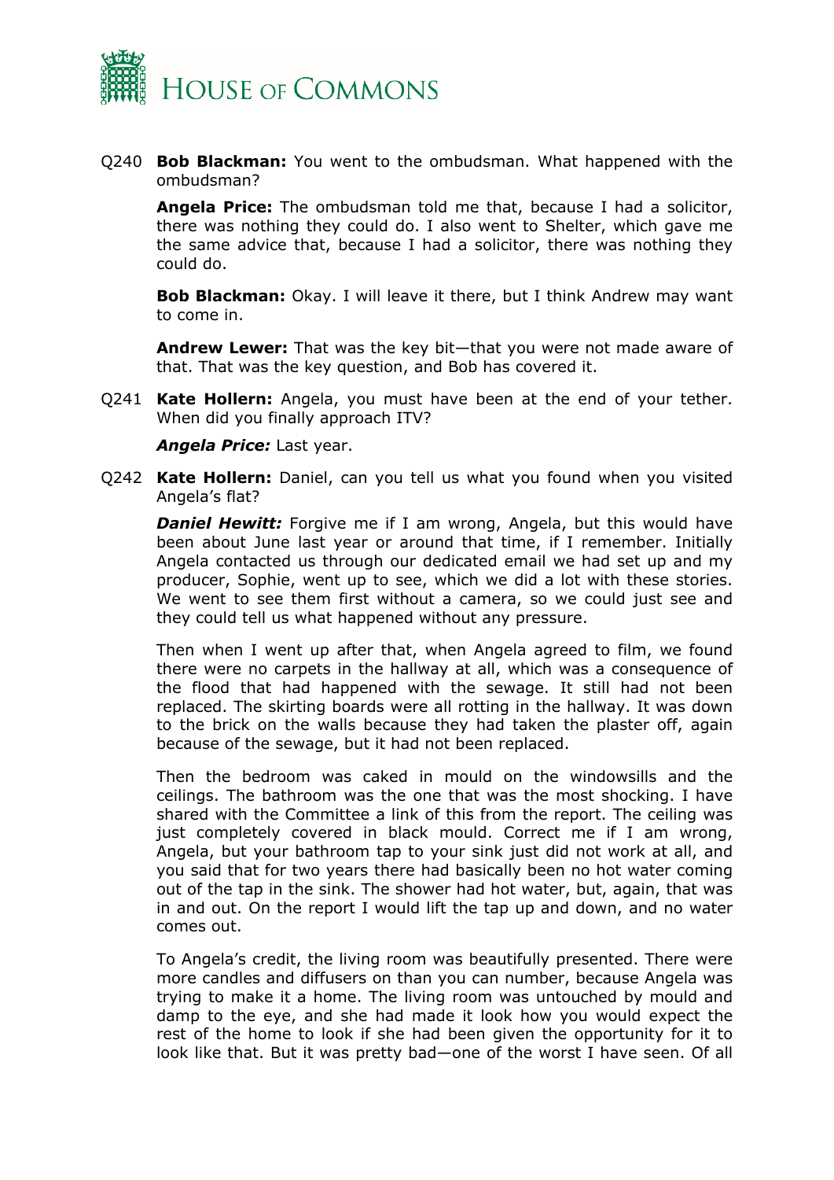Q240 **Bob Blackman:** You went to the ombudsman. What happened with the ombudsman?

**Angela Price:** The ombudsman told me that, because I had a solicitor, there was nothing they could do. I also went to Shelter, which gave me the same advice that, because I had a solicitor, there was nothing they could do.

**Bob Blackman:** Okay. I will leave it there, but I think Andrew may want to come in.

**Andrew Lewer:** That was the key bit—that you were not made aware of that. That was the key question, and Bob has covered it.

Q241 **Kate Hollern:** Angela, you must have been at the end of your tether. When did you finally approach ITV?

***Angela Price:*** Last year.

Q242 **Kate Hollern:** Daniel, can you tell us what you found when you visited Angela's flat?

***Daniel Hewitt:*** Forgive me if I am wrong, Angela, but this would have been about June last year or around that time, if I remember. Initially Angela contacted us through our dedicated email we had set up and my producer, Sophie, went up to see, which we did a lot with these stories. We went to see them first without a camera, so we could just see and they could tell us what happened without any pressure.

Then when I went up after that, when Angela agreed to film, we found there were no carpets in the hallway at all, which was a consequence of the flood that had happened with the sewage. It still had not been replaced. The skirting boards were all rotting in the hallway. It was down to the brick on the walls because they had taken the plaster off, again because of the sewage, but it had not been replaced.

Then the bedroom was caked in mould on the windowsills and the ceilings. The bathroom was the one that was the most shocking. I have shared with the Committee a link of this from the report. The ceiling was just completely covered in black mould. Correct me if I am wrong, Angela, but your bathroom tap to your sink just did not work at all, and you said that for two years there had basically been no hot water coming out of the tap in the sink. The shower had hot water, but, again, that was in and out. On the report I would lift the tap up and down, and no water comes out.

To Angela's credit, the living room was beautifully presented. There were more candles and diffusers on than you can number, because Angela was trying to make it a home. The living room was untouched by mould and damp to the eye, and she had made it look how you would expect the rest of the home to look if she had been given the opportunity for it to look like that. But it was pretty bad—one of the worst I have seen. Of all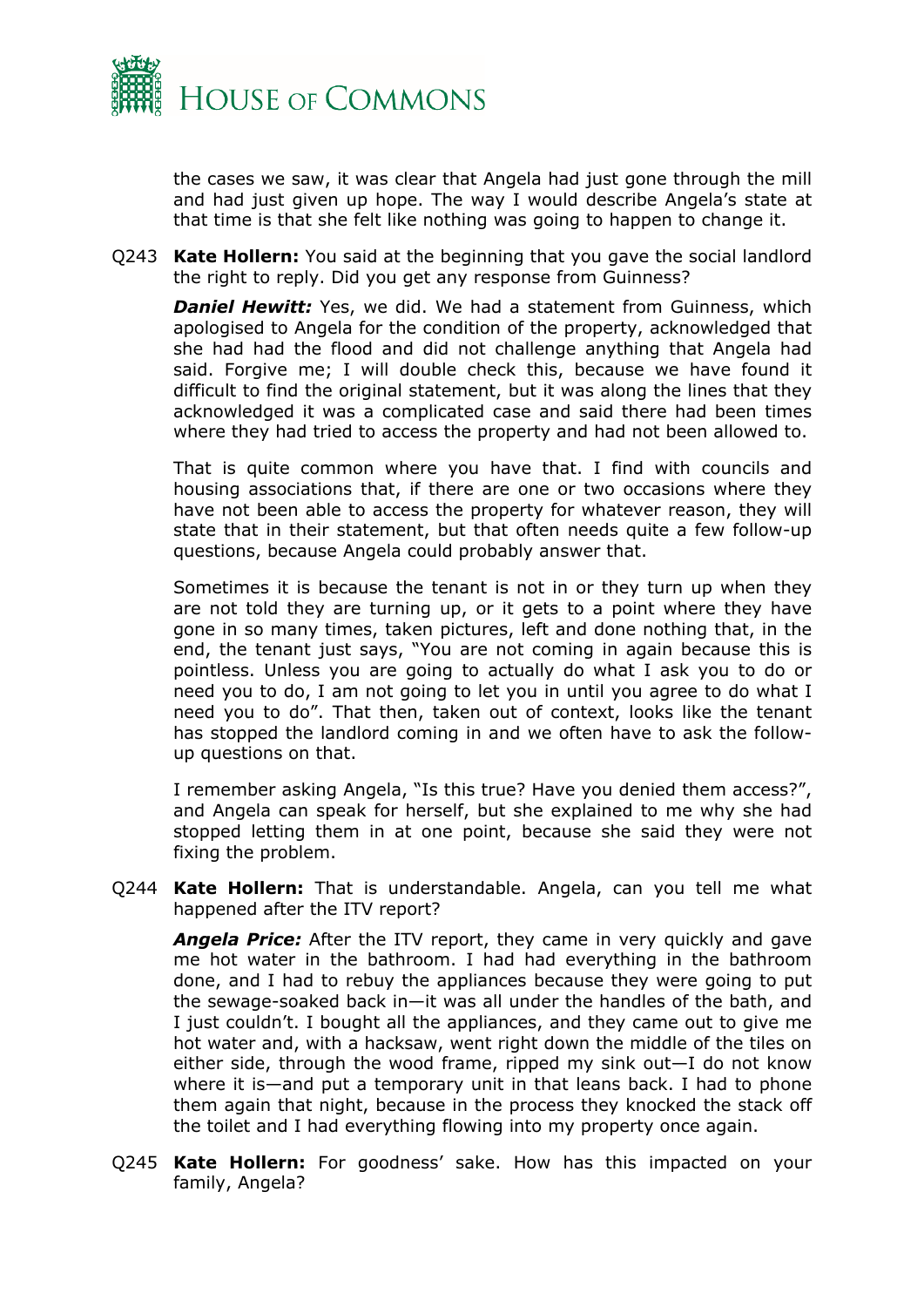the cases we saw, it was clear that Angela had just gone through the mill and had just given up hope. The way I would describe Angela's state at that time is that she felt like nothing was going to happen to change it.

Q243 **Kate Hollern:** You said at the beginning that you gave the social landlord the right to reply. Did you get any response from Guinness?

***Daniel Hewitt:*** Yes, we did. We had a statement from Guinness, which apologised to Angela for the condition of the property, acknowledged that she had had the flood and did not challenge anything that Angela had said. Forgive me; I will double check this, because we have found it difficult to find the original statement, but it was along the lines that they acknowledged it was a complicated case and said there had been times where they had tried to access the property and had not been allowed to.

That is quite common where you have that. I find with councils and housing associations that, if there are one or two occasions where they have not been able to access the property for whatever reason, they will state that in their statement, but that often needs quite a few follow-up questions, because Angela could probably answer that.

Sometimes it is because the tenant is not in or they turn up when they are not told they are turning up, or it gets to a point where they have gone in so many times, taken pictures, left and done nothing that, in the end, the tenant just says, "You are not coming in again because this is pointless. Unless you are going to actually do what I ask you to do or need you to do, I am not going to let you in until you agree to do what I need you to do". That then, taken out of context, looks like the tenant has stopped the landlord coming in and we often have to ask the follow-up questions on that.

I remember asking Angela, "Is this true? Have you denied them access?", and Angela can speak for herself, but she explained to me why she had stopped letting them in at one point, because she said they were not fixing the problem.

Q244 **Kate Hollern:** That is understandable. Angela, can you tell me what happened after the ITV report?

***Angela Price:*** After the ITV report, they came in very quickly and gave me hot water in the bathroom. I had had everything in the bathroom done, and I had to rebuy the appliances because they were going to put the sewage-soaked back in—it was all under the handles of the bath, and I just couldn't. I bought all the appliances, and they came out to give me hot water and, with a hacksaw, went right down the middle of the tiles on either side, through the wood frame, ripped my sink out—I do not know where it is—and put a temporary unit in that leans back. I had to phone them again that night, because in the process they knocked the stack off the toilet and I had everything flowing into my property once again.

Q245 **Kate Hollern:** For goodness' sake. How has this impacted on your family, Angela?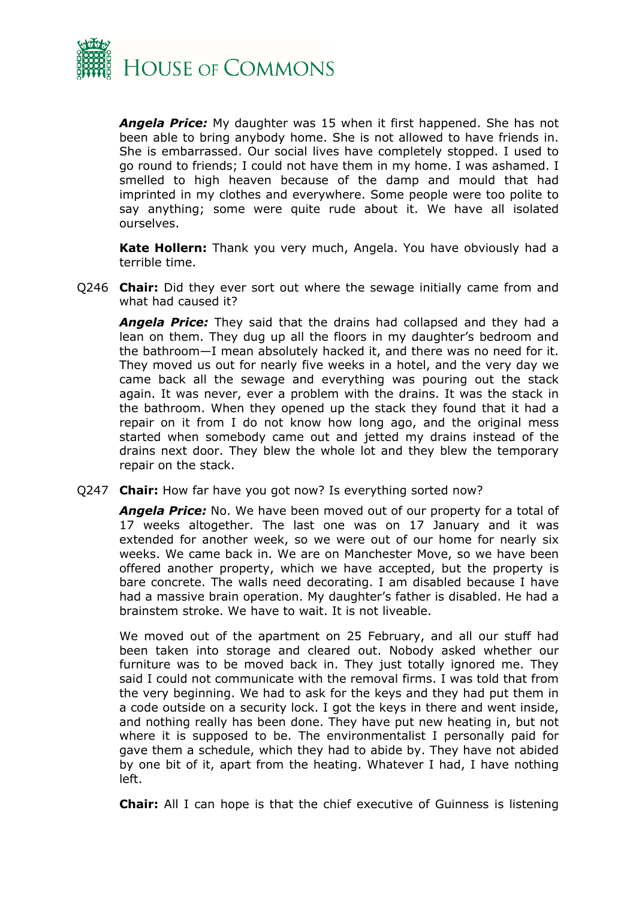***Angela Price:*** My daughter was 15 when it first happened. She has not been able to bring anybody home. She is not allowed to have friends in. She is embarrassed. Our social lives have completely stopped. I used to go round to friends; I could not have them in my home. I was ashamed. I smelled to high heaven because of the damp and mould that had imprinted in my clothes and everywhere. Some people were too polite to say anything; some were quite rude about it. We have all isolated ourselves.

**Kate Hollern:** Thank you very much, Angela. You have obviously had a terrible time.

Q246 **Chair:** Did they ever sort out where the sewage initially came from and what had caused it?

***Angela Price:*** They said that the drains had collapsed and they had a lean on them. They dug up all the floors in my daughter's bedroom and the bathroom—I mean absolutely hacked it, and there was no need for it. They moved us out for nearly five weeks in a hotel, and the very day we came back all the sewage and everything was pouring out the stack again. It was never, ever a problem with the drains. It was the stack in the bathroom. When they opened up the stack they found that it had a repair on it from I do not know how long ago, and the original mess started when somebody came out and jetted my drains instead of the drains next door. They blew the whole lot and they blew the temporary repair on the stack.

Q247 **Chair:** How far have you got now? Is everything sorted now?

***Angela Price:*** No. We have been moved out of our property for a total of 17 weeks altogether. The last one was on 17 January and it was extended for another week, so we were out of our home for nearly six weeks. We came back in. We are on Manchester Move, so we have been offered another property, which we have accepted, but the property is bare concrete. The walls need decorating. I am disabled because I have had a massive brain operation. My daughter's father is disabled. He had a brainstem stroke. We have to wait. It is not liveable.

We moved out of the apartment on 25 February, and all our stuff had been taken into storage and cleared out. Nobody asked whether our furniture was to be moved back in. They just totally ignored me. They said I could not communicate with the removal firms. I was told that from the very beginning. We had to ask for the keys and they had put them in a code outside on a security lock. I got the keys in there and went inside, and nothing really has been done. They have put new heating in, but not where it is supposed to be. The environmentalist I personally paid for gave them a schedule, which they had to abide by. They have not abided by one bit of it, apart from the heating. Whatever I had, I have nothing left.

**Chair:** All I can hope is that the chief executive of Guinness is listening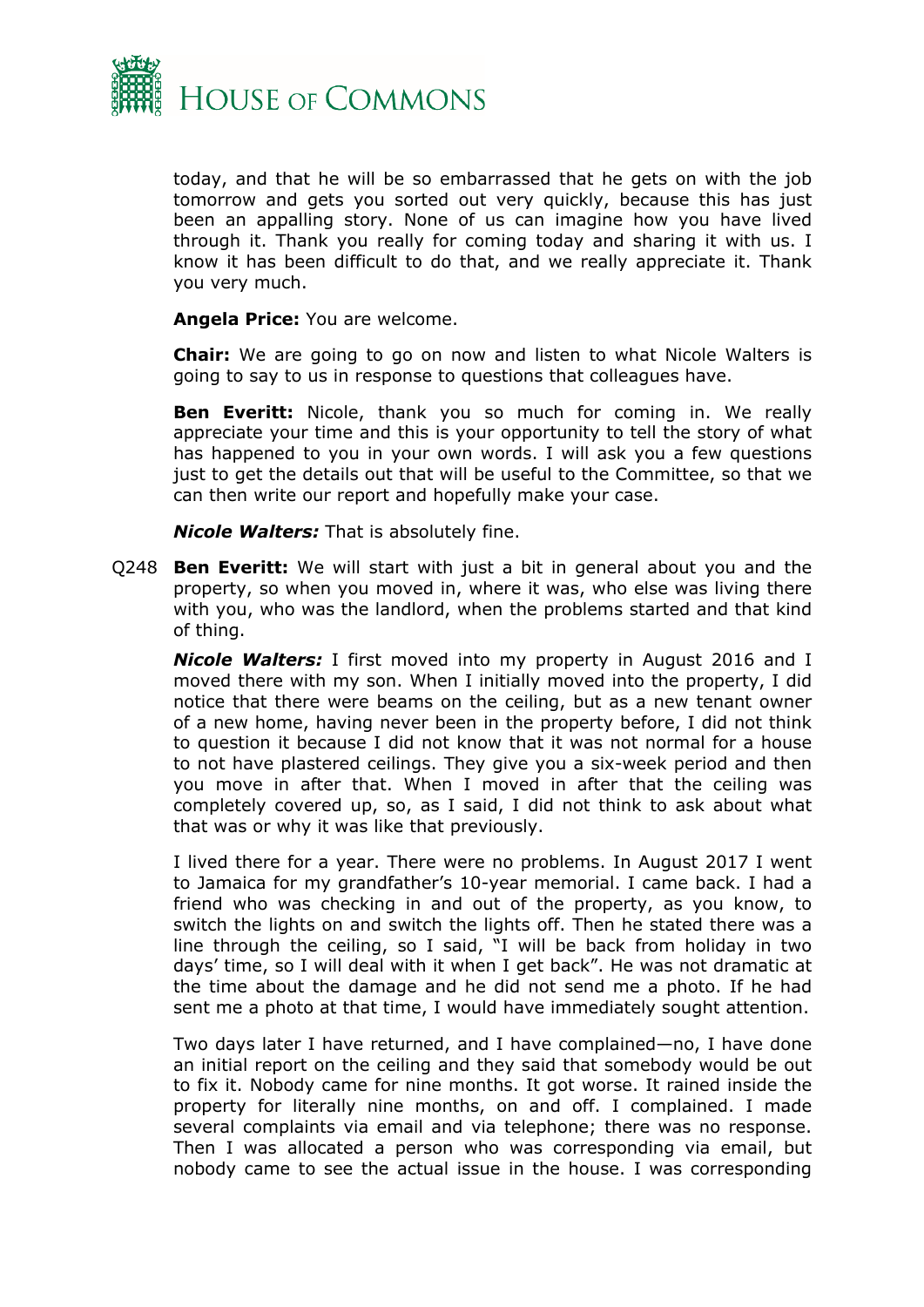today, and that he will be so embarrassed that he gets on with the job tomorrow and gets you sorted out very quickly, because this has just been an appalling story. None of us can imagine how you have lived through it. Thank you really for coming today and sharing it with us. I know it has been difficult to do that, and we really appreciate it. Thank you very much.

**Angela Price:** You are welcome.

**Chair:** We are going to go on now and listen to what Nicole Walters is going to say to us in response to questions that colleagues have.

**Ben Everitt:** Nicole, thank you so much for coming in. We really appreciate your time and this is your opportunity to tell the story of what has happened to you in your own words. I will ask you a few questions just to get the details out that will be useful to the Committee, so that we can then write our report and hopefully make your case.

***Nicole Walters:*** That is absolutely fine.

Q248 **Ben Everitt:** We will start with just a bit in general about you and the property, so when you moved in, where it was, who else was living there with you, who was the landlord, when the problems started and that kind of thing.

***Nicole Walters:*** I first moved into my property in August 2016 and I moved there with my son. When I initially moved into the property, I did notice that there were beams on the ceiling, but as a new tenant owner of a new home, having never been in the property before, I did not think to question it because I did not know that it was not normal for a house to not have plastered ceilings. They give you a six-week period and then you move in after that. When I moved in after that the ceiling was completely covered up, so, as I said, I did not think to ask about what that was or why it was like that previously.

I lived there for a year. There were no problems. In August 2017 I went to Jamaica for my grandfather's 10-year memorial. I came back. I had a friend who was checking in and out of the property, as you know, to switch the lights on and switch the lights off. Then he stated there was a line through the ceiling, so I said, "I will be back from holiday in two days' time, so I will deal with it when I get back". He was not dramatic at the time about the damage and he did not send me a photo. If he had sent me a photo at that time, I would have immediately sought attention.

Two days later I have returned, and I have complained—no, I have done an initial report on the ceiling and they said that somebody would be out to fix it. Nobody came for nine months. It got worse. It rained inside the property for literally nine months, on and off. I complained. I made several complaints via email and via telephone; there was no response. Then I was allocated a person who was corresponding via email, but nobody came to see the actual issue in the house. I was corresponding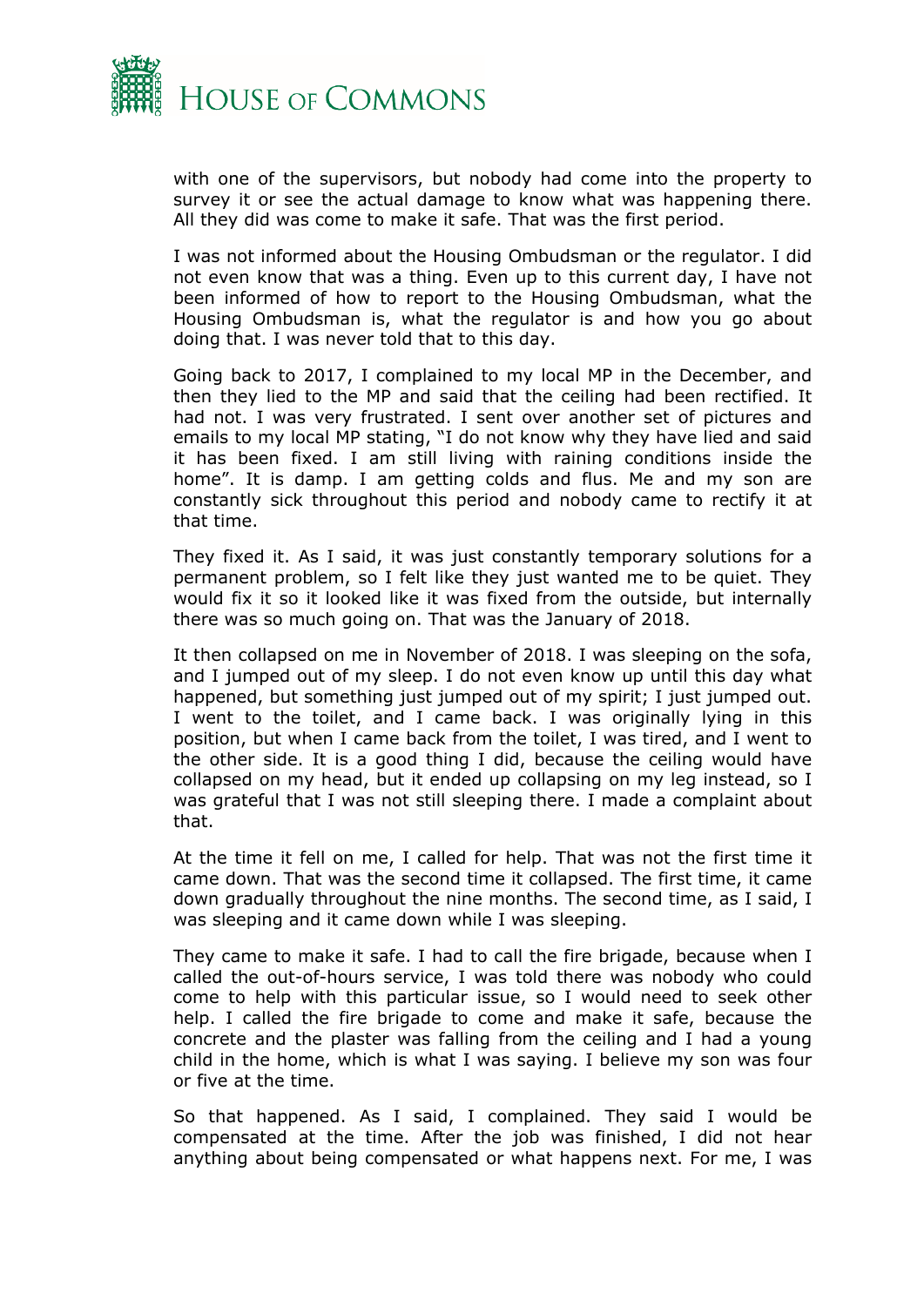with one of the supervisors, but nobody had come into the property to survey it or see the actual damage to know what was happening there. All they did was come to make it safe. That was the first period.

I was not informed about the Housing Ombudsman or the regulator. I did not even know that was a thing. Even up to this current day, I have not been informed of how to report to the Housing Ombudsman, what the Housing Ombudsman is, what the regulator is and how you go about doing that. I was never told that to this day.

Going back to 2017, I complained to my local MP in the December, and then they lied to the MP and said that the ceiling had been rectified. It had not. I was very frustrated. I sent over another set of pictures and emails to my local MP stating, "I do not know why they have lied and said it has been fixed. I am still living with raining conditions inside the home". It is damp. I am getting colds and flus. Me and my son are constantly sick throughout this period and nobody came to rectify it at that time.

They fixed it. As I said, it was just constantly temporary solutions for a permanent problem, so I felt like they just wanted me to be quiet. They would fix it so it looked like it was fixed from the outside, but internally there was so much going on. That was the January of 2018.

It then collapsed on me in November of 2018. I was sleeping on the sofa, and I jumped out of my sleep. I do not even know up until this day what happened, but something just jumped out of my spirit; I just jumped out. I went to the toilet, and I came back. I was originally lying in this position, but when I came back from the toilet, I was tired, and I went to the other side. It is a good thing I did, because the ceiling would have collapsed on my head, but it ended up collapsing on my leg instead, so I was grateful that I was not still sleeping there. I made a complaint about that.

At the time it fell on me, I called for help. That was not the first time it came down. That was the second time it collapsed. The first time, it came down gradually throughout the nine months. The second time, as I said, I was sleeping and it came down while I was sleeping.

They came to make it safe. I had to call the fire brigade, because when I called the out-of-hours service, I was told there was nobody who could come to help with this particular issue, so I would need to seek other help. I called the fire brigade to come and make it safe, because the concrete and the plaster was falling from the ceiling and I had a young child in the home, which is what I was saying. I believe my son was four or five at the time.

So that happened. As I said, I complained. They said I would be compensated at the time. After the job was finished, I did not hear anything about being compensated or what happens next. For me, I was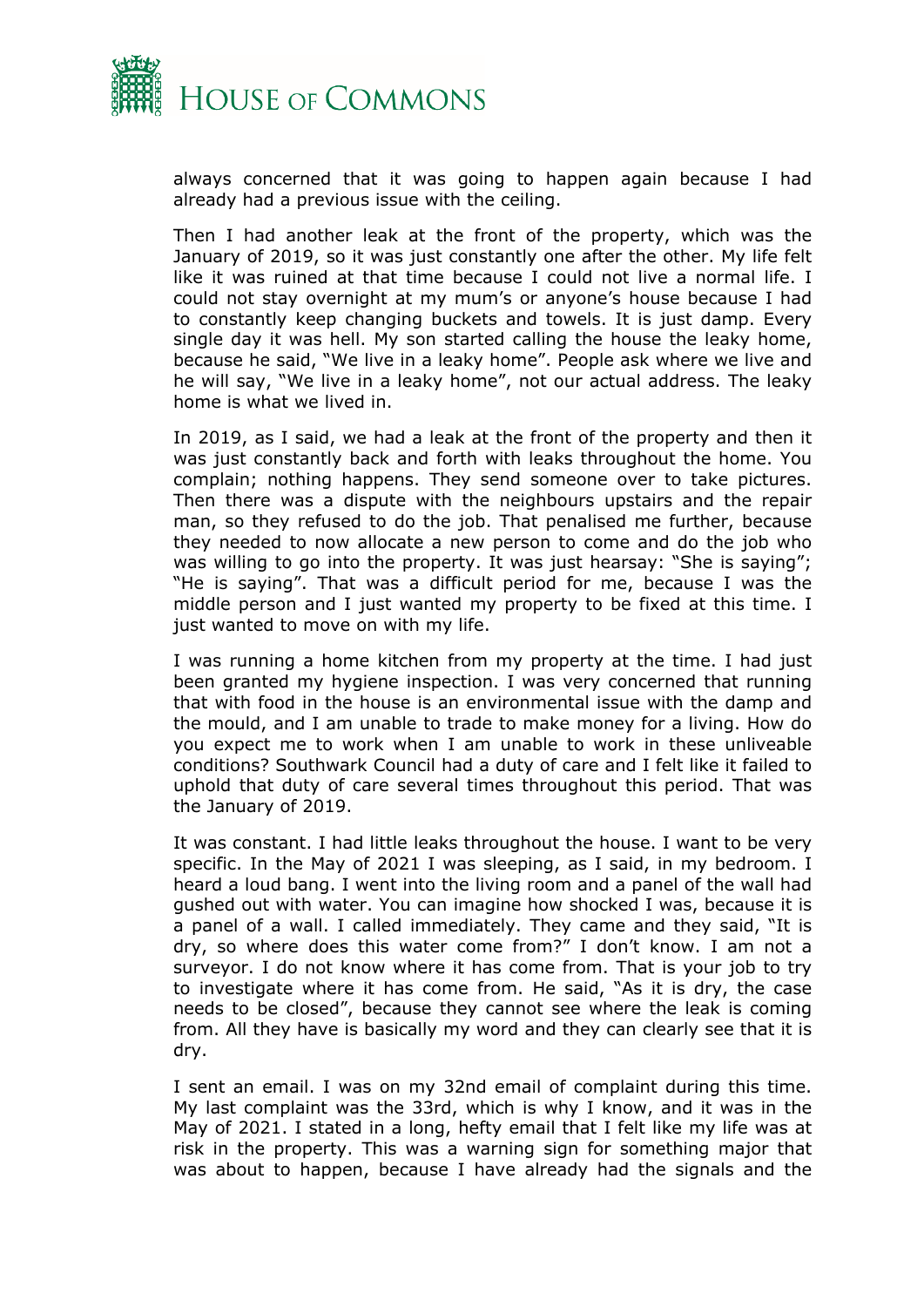always concerned that it was going to happen again because I had already had a previous issue with the ceiling.

Then I had another leak at the front of the property, which was the January of 2019, so it was just constantly one after the other. My life felt like it was ruined at that time because I could not live a normal life. I could not stay overnight at my mum's or anyone's house because I had to constantly keep changing buckets and towels. It is just damp. Every single day it was hell. My son started calling the house the leaky home, because he said, "We live in a leaky home". People ask where we live and he will say, "We live in a leaky home", not our actual address. The leaky home is what we lived in.

In 2019, as I said, we had a leak at the front of the property and then it was just constantly back and forth with leaks throughout the home. You complain; nothing happens. They send someone over to take pictures. Then there was a dispute with the neighbours upstairs and the repair man, so they refused to do the job. That penalised me further, because they needed to now allocate a new person to come and do the job who was willing to go into the property. It was just hearsay: "She is saying"; "He is saying". That was a difficult period for me, because I was the middle person and I just wanted my property to be fixed at this time. I just wanted to move on with my life.

I was running a home kitchen from my property at the time. I had just been granted my hygiene inspection. I was very concerned that running that with food in the house is an environmental issue with the damp and the mould, and I am unable to trade to make money for a living. How do you expect me to work when I am unable to work in these unliveable conditions? Southwark Council had a duty of care and I felt like it failed to uphold that duty of care several times throughout this period. That was the January of 2019.

It was constant. I had little leaks throughout the house. I want to be very specific. In the May of 2021 I was sleeping, as I said, in my bedroom. I heard a loud bang. I went into the living room and a panel of the wall had gushed out with water. You can imagine how shocked I was, because it is a panel of a wall. I called immediately. They came and they said, "It is dry, so where does this water come from?" I don't know. I am not a surveyor. I do not know where it has come from. That is your job to try to investigate where it has come from. He said, "As it is dry, the case needs to be closed", because they cannot see where the leak is coming from. All they have is basically my word and they can clearly see that it is dry.

I sent an email. I was on my 32nd email of complaint during this time. My last complaint was the 33rd, which is why I know, and it was in the May of 2021. I stated in a long, hefty email that I felt like my life was at risk in the property. This was a warning sign for something major that was about to happen, because I have already had the signals and the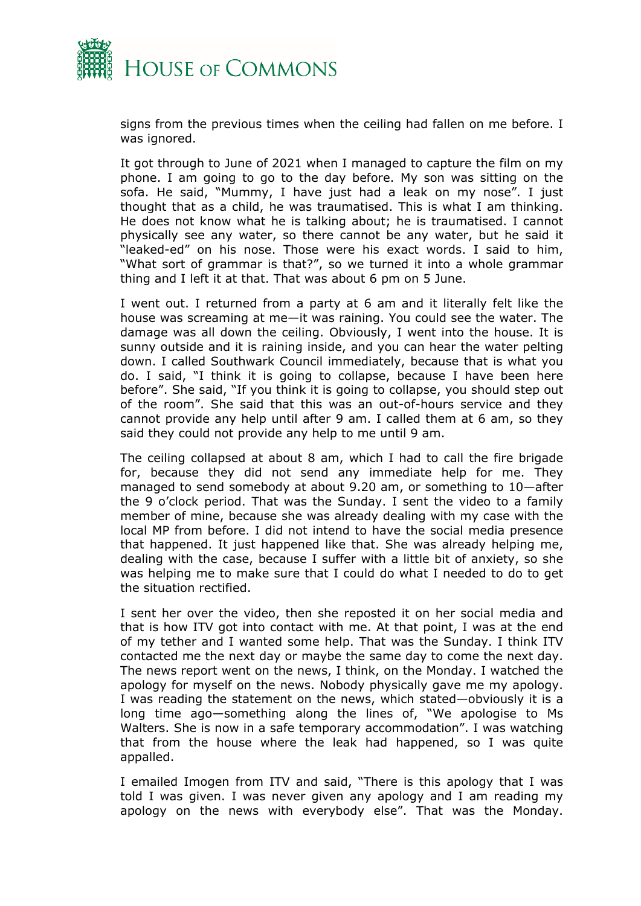signs from the previous times when the ceiling had fallen on me before. I was ignored.

It got through to June of 2021 when I managed to capture the film on my phone. I am going to go to the day before. My son was sitting on the sofa. He said, "Mummy, I have just had a leak on my nose". I just thought that as a child, he was traumatised. This is what I am thinking. He does not know what he is talking about; he is traumatised. I cannot physically see any water, so there cannot be any water, but he said it "leaked-ed" on his nose. Those were his exact words. I said to him, "What sort of grammar is that?", so we turned it into a whole grammar thing and I left it at that. That was about 6 pm on 5 June.

I went out. I returned from a party at 6 am and it literally felt like the house was screaming at me—it was raining. You could see the water. The damage was all down the ceiling. Obviously, I went into the house. It is sunny outside and it is raining inside, and you can hear the water pelting down. I called Southwark Council immediately, because that is what you do. I said, "I think it is going to collapse, because I have been here before". She said, "If you think it is going to collapse, you should step out of the room". She said that this was an out-of-hours service and they cannot provide any help until after 9 am. I called them at 6 am, so they said they could not provide any help to me until 9 am.

The ceiling collapsed at about 8 am, which I had to call the fire brigade for, because they did not send any immediate help for me. They managed to send somebody at about 9.20 am, or something to 10—after the 9 o'clock period. That was the Sunday. I sent the video to a family member of mine, because she was already dealing with my case with the local MP from before. I did not intend to have the social media presence that happened. It just happened like that. She was already helping me, dealing with the case, because I suffer with a little bit of anxiety, so she was helping me to make sure that I could do what I needed to do to get the situation rectified.

I sent her over the video, then she reposted it on her social media and that is how ITV got into contact with me. At that point, I was at the end of my tether and I wanted some help. That was the Sunday. I think ITV contacted me the next day or maybe the same day to come the next day. The news report went on the news, I think, on the Monday. I watched the apology for myself on the news. Nobody physically gave me my apology. I was reading the statement on the news, which stated—obviously it is a long time ago—something along the lines of, "We apologise to Ms Walters. She is now in a safe temporary accommodation". I was watching that from the house where the leak had happened, so I was quite appalled.

I emailed Imogen from ITV and said, "There is this apology that I was told I was given. I was never given any apology and I am reading my apology on the news with everybody else". That was the Monday.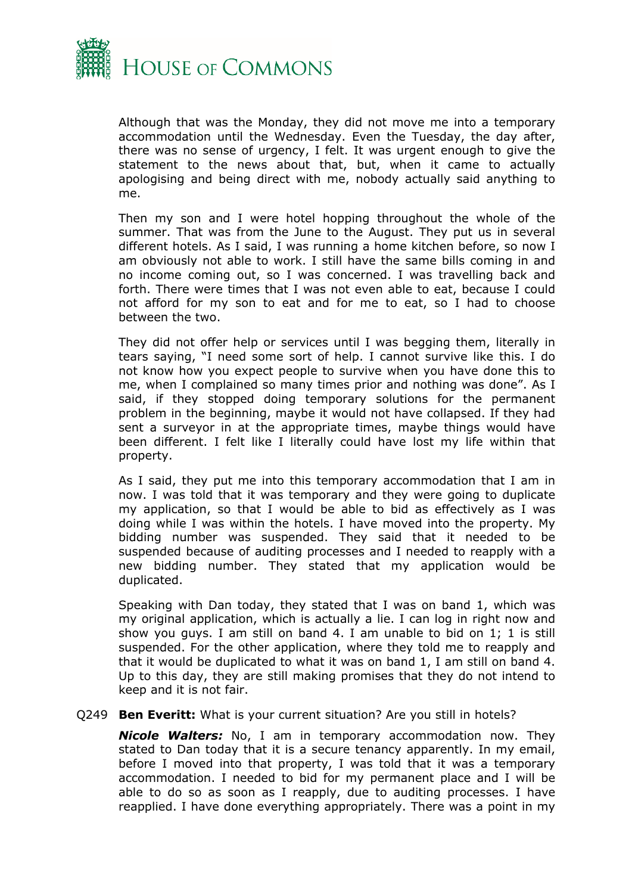Although that was the Monday, they did not move me into a temporary accommodation until the Wednesday. Even the Tuesday, the day after, there was no sense of urgency, I felt. It was urgent enough to give the statement to the news about that, but, when it came to actually apologising and being direct with me, nobody actually said anything to me.

Then my son and I were hotel hopping throughout the whole of the summer. That was from the June to the August. They put us in several different hotels. As I said, I was running a home kitchen before, so now I am obviously not able to work. I still have the same bills coming in and no income coming out, so I was concerned. I was travelling back and forth. There were times that I was not even able to eat, because I could not afford for my son to eat and for me to eat, so I had to choose between the two.

They did not offer help or services until I was begging them, literally in tears saying, "I need some sort of help. I cannot survive like this. I do not know how you expect people to survive when you have done this to me, when I complained so many times prior and nothing was done". As I said, if they stopped doing temporary solutions for the permanent problem in the beginning, maybe it would not have collapsed. If they had sent a surveyor in at the appropriate times, maybe things would have been different. I felt like I literally could have lost my life within that property.

As I said, they put me into this temporary accommodation that I am in now. I was told that it was temporary and they were going to duplicate my application, so that I would be able to bid as effectively as I was doing while I was within the hotels. I have moved into the property. My bidding number was suspended. They said that it needed to be suspended because of auditing processes and I needed to reapply with a new bidding number. They stated that my application would be duplicated.

Speaking with Dan today, they stated that I was on band 1, which was my original application, which is actually a lie. I can log in right now and show you guys. I am still on band 4. I am unable to bid on 1; 1 is still suspended. For the other application, where they told me to reapply and that it would be duplicated to what it was on band 1, I am still on band 4. Up to this day, they are still making promises that they do not intend to keep and it is not fair.

Q249 **Ben Everitt:** What is your current situation? Are you still in hotels?

***Nicole Walters:*** No, I am in temporary accommodation now. They stated to Dan today that it is a secure tenancy apparently. In my email, before I moved into that property, I was told that it was a temporary accommodation. I needed to bid for my permanent place and I will be able to do so as soon as I reapply, due to auditing processes. I have reapplied. I have done everything appropriately. There was a point in my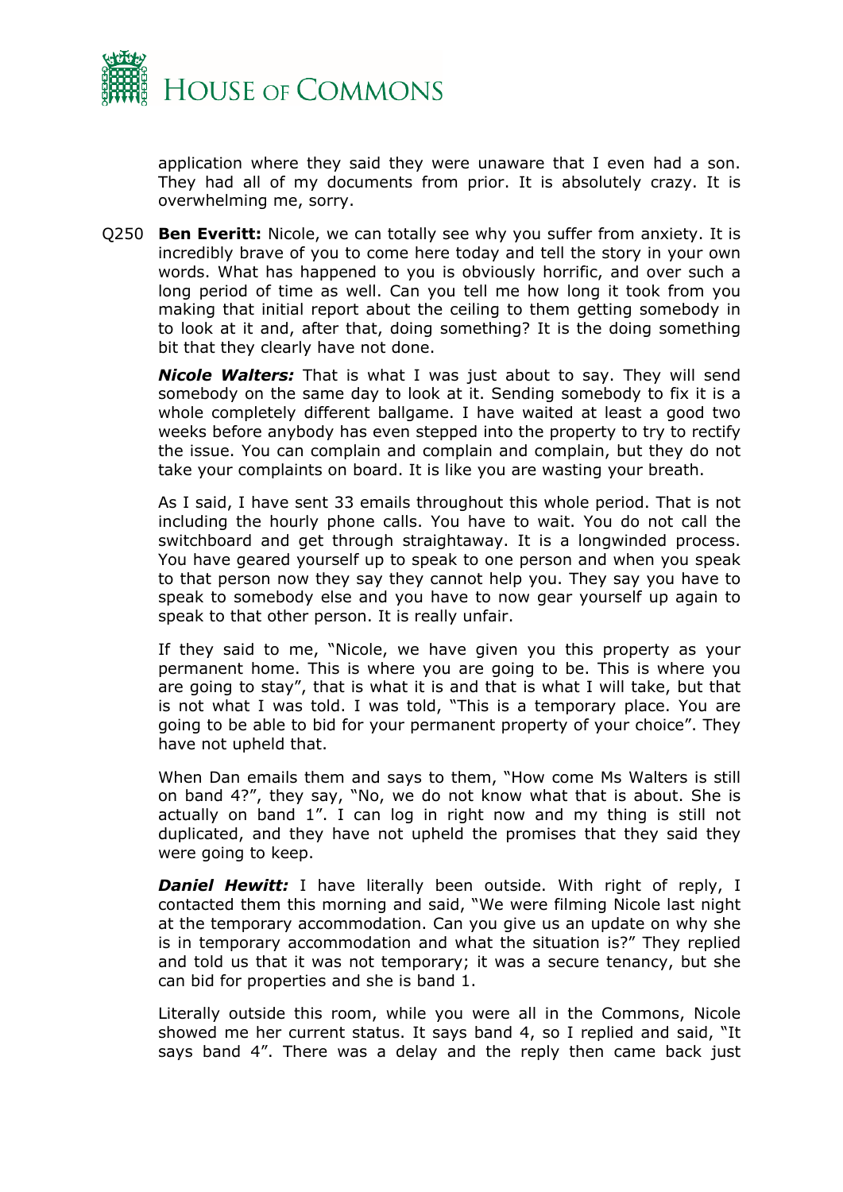application where they said they were unaware that I even had a son. They had all of my documents from prior. It is absolutely crazy. It is overwhelming me, sorry.

Q250 **Ben Everitt:** Nicole, we can totally see why you suffer from anxiety. It is incredibly brave of you to come here today and tell the story in your own words. What has happened to you is obviously horrific, and over such a long period of time as well. Can you tell me how long it took from you making that initial report about the ceiling to them getting somebody in to look at it and, after that, doing something? It is the doing something bit that they clearly have not done.

***Nicole Walters:*** That is what I was just about to say. They will send somebody on the same day to look at it. Sending somebody to fix it is a whole completely different ballgame. I have waited at least a good two weeks before anybody has even stepped into the property to try to rectify the issue. You can complain and complain and complain, but they do not take your complaints on board. It is like you are wasting your breath.

As I said, I have sent 33 emails throughout this whole period. That is not including the hourly phone calls. You have to wait. You do not call the switchboard and get through straightaway. It is a longwinded process. You have geared yourself up to speak to one person and when you speak to that person now they say they cannot help you. They say you have to speak to somebody else and you have to now gear yourself up again to speak to that other person. It is really unfair.

If they said to me, "Nicole, we have given you this property as your permanent home. This is where you are going to be. This is where you are going to stay", that is what it is and that is what I will take, but that is not what I was told. I was told, "This is a temporary place. You are going to be able to bid for your permanent property of your choice". They have not upheld that.

When Dan emails them and says to them, "How come Ms Walters is still on band 4?", they say, "No, we do not know what that is about. She is actually on band 1". I can log in right now and my thing is still not duplicated, and they have not upheld the promises that they said they were going to keep.

***Daniel Hewitt:*** I have literally been outside. With right of reply, I contacted them this morning and said, "We were filming Nicole last night at the temporary accommodation. Can you give us an update on why she is in temporary accommodation and what the situation is?" They replied and told us that it was not temporary; it was a secure tenancy, but she can bid for properties and she is band 1.

Literally outside this room, while you were all in the Commons, Nicole showed me her current status. It says band 4, so I replied and said, "It says band 4". There was a delay and the reply then came back just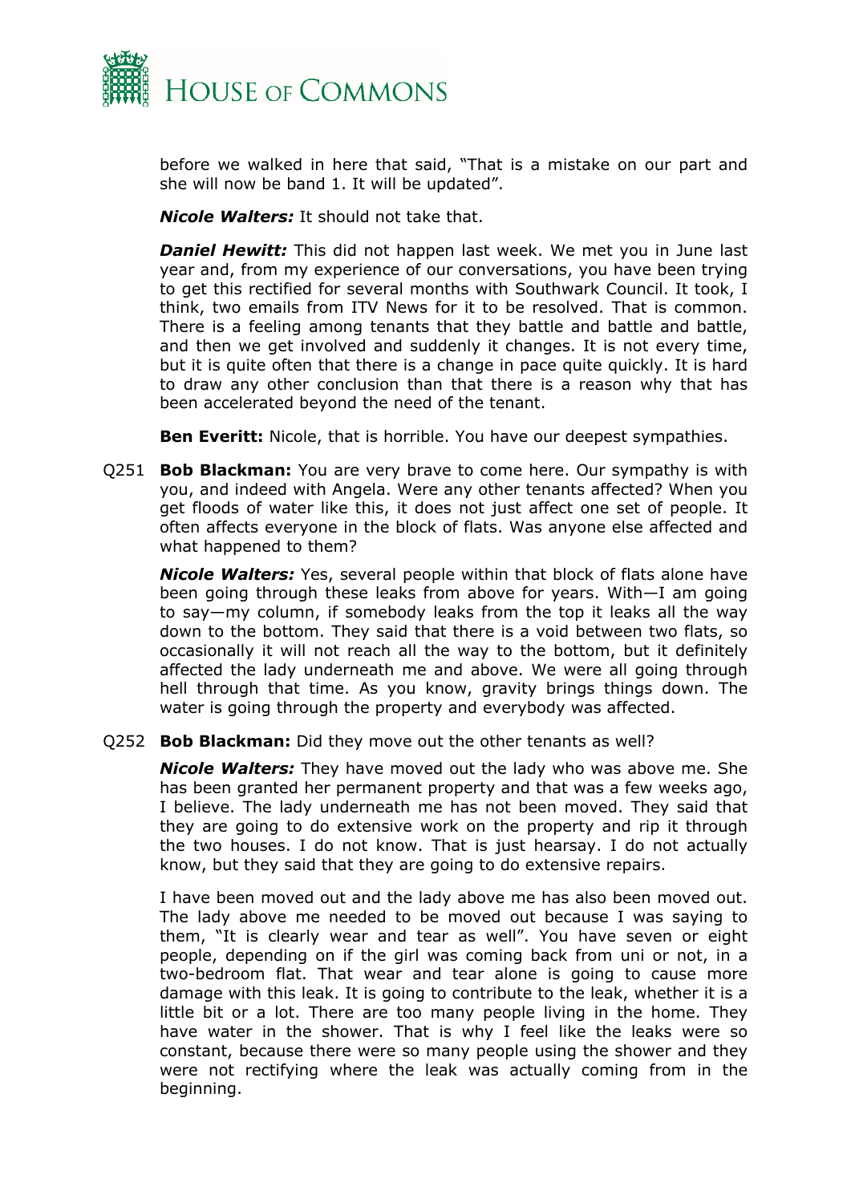before we walked in here that said, "That is a mistake on our part and she will now be band 1. It will be updated".

***Nicole Walters:*** It should not take that.

***Daniel Hewitt:*** This did not happen last week. We met you in June last year and, from my experience of our conversations, you have been trying to get this rectified for several months with Southwark Council. It took, I think, two emails from ITV News for it to be resolved. That is common. There is a feeling among tenants that they battle and battle and battle, and then we get involved and suddenly it changes. It is not every time, but it is quite often that there is a change in pace quite quickly. It is hard to draw any other conclusion than that there is a reason why that has been accelerated beyond the need of the tenant.

**Ben Everitt:** Nicole, that is horrible. You have our deepest sympathies.

Q251 **Bob Blackman:** You are very brave to come here. Our sympathy is with you, and indeed with Angela. Were any other tenants affected? When you get floods of water like this, it does not just affect one set of people. It often affects everyone in the block of flats. Was anyone else affected and what happened to them?

***Nicole Walters:*** Yes, several people within that block of flats alone have been going through these leaks from above for years. With—I am going to say—my column, if somebody leaks from the top it leaks all the way down to the bottom. They said that there is a void between two flats, so occasionally it will not reach all the way to the bottom, but it definitely affected the lady underneath me and above. We were all going through hell through that time. As you know, gravity brings things down. The water is going through the property and everybody was affected.

Q252 **Bob Blackman:** Did they move out the other tenants as well?

***Nicole Walters:*** They have moved out the lady who was above me. She has been granted her permanent property and that was a few weeks ago, I believe. The lady underneath me has not been moved. They said that they are going to do extensive work on the property and rip it through the two houses. I do not know. That is just hearsay. I do not actually know, but they said that they are going to do extensive repairs.

I have been moved out and the lady above me has also been moved out. The lady above me needed to be moved out because I was saying to them, "It is clearly wear and tear as well". You have seven or eight people, depending on if the girl was coming back from uni or not, in a two-bedroom flat. That wear and tear alone is going to cause more damage with this leak. It is going to contribute to the leak, whether it is a little bit or a lot. There are too many people living in the home. They have water in the shower. That is why I feel like the leaks were so constant, because there were so many people using the shower and they were not rectifying where the leak was actually coming from in the beginning.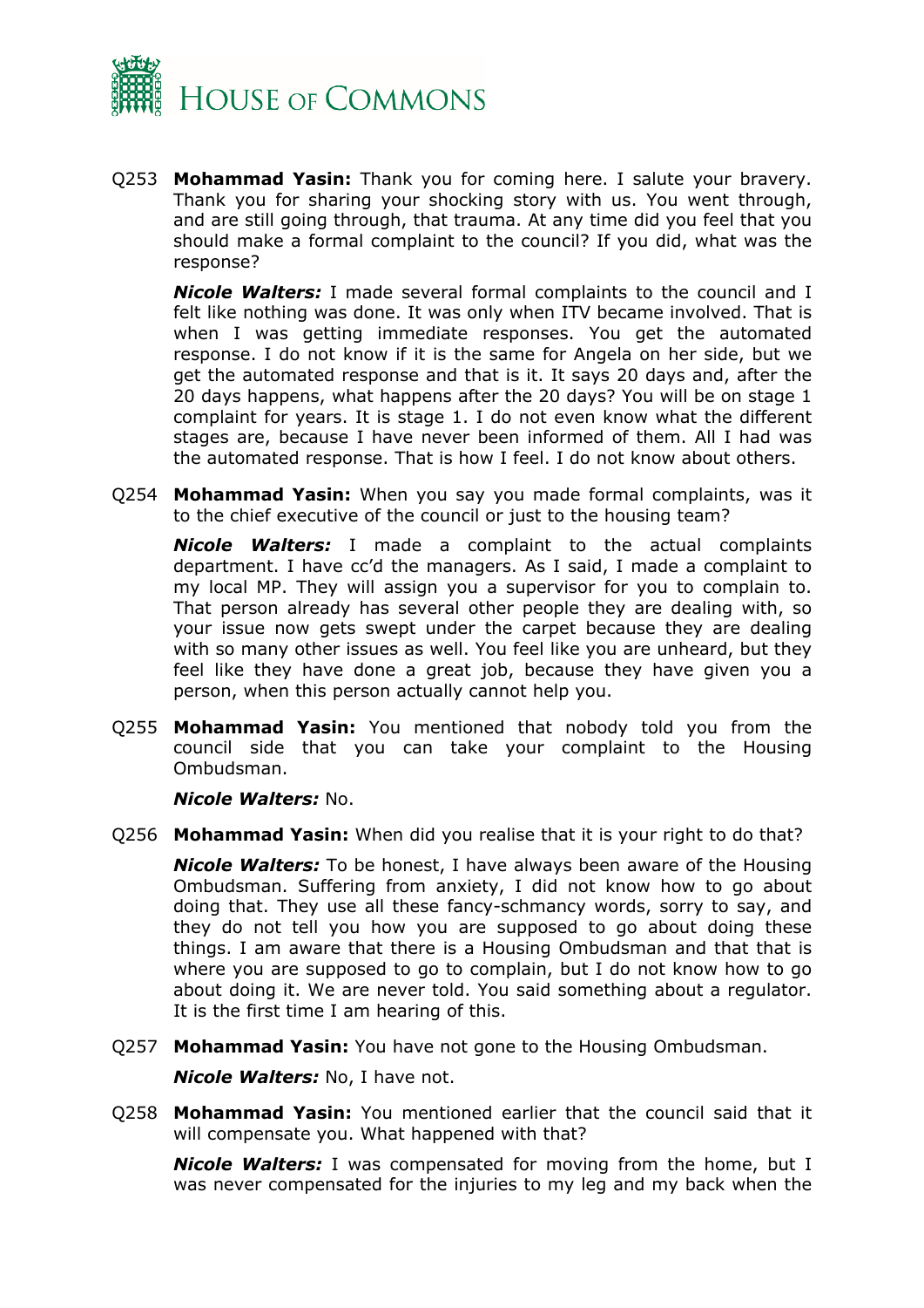Q253 **Mohammad Yasin:** Thank you for coming here. I salute your bravery. Thank you for sharing your shocking story with us. You went through, and are still going through, that trauma. At any time did you feel that you should make a formal complaint to the council? If you did, what was the response?

***Nicole Walters:*** I made several formal complaints to the council and I felt like nothing was done. It was only when ITV became involved. That is when I was getting immediate responses. You get the automated response. I do not know if it is the same for Angela on her side, but we get the automated response and that is it. It says 20 days and, after the 20 days happens, what happens after the 20 days? You will be on stage 1 complaint for years. It is stage 1. I do not even know what the different stages are, because I have never been informed of them. All I had was the automated response. That is how I feel. I do not know about others.

Q254 **Mohammad Yasin:** When you say you made formal complaints, was it to the chief executive of the council or just to the housing team?

***Nicole Walters:*** I made a complaint to the actual complaints department. I have cc'd the managers. As I said, I made a complaint to my local MP. They will assign you a supervisor for you to complain to. That person already has several other people they are dealing with, so your issue now gets swept under the carpet because they are dealing with so many other issues as well. You feel like you are unheard, but they feel like they have done a great job, because they have given you a person, when this person actually cannot help you.

Q255 **Mohammad Yasin:** You mentioned that nobody told you from the council side that you can take your complaint to the Housing Ombudsman.

***Nicole Walters:*** No.

Q256 **Mohammad Yasin:** When did you realise that it is your right to do that?

***Nicole Walters:*** To be honest, I have always been aware of the Housing Ombudsman. Suffering from anxiety, I did not know how to go about doing that. They use all these fancy-schmancy words, sorry to say, and they do not tell you how you are supposed to go about doing these things. I am aware that there is a Housing Ombudsman and that that is where you are supposed to go to complain, but I do not know how to go about doing it. We are never told. You said something about a regulator. It is the first time I am hearing of this.

Q257 **Mohammad Yasin:** You have not gone to the Housing Ombudsman.

***Nicole Walters:*** No, I have not.

Q258 **Mohammad Yasin:** You mentioned earlier that the council said that it will compensate you. What happened with that?

***Nicole Walters:*** I was compensated for moving from the home, but I was never compensated for the injuries to my leg and my back when the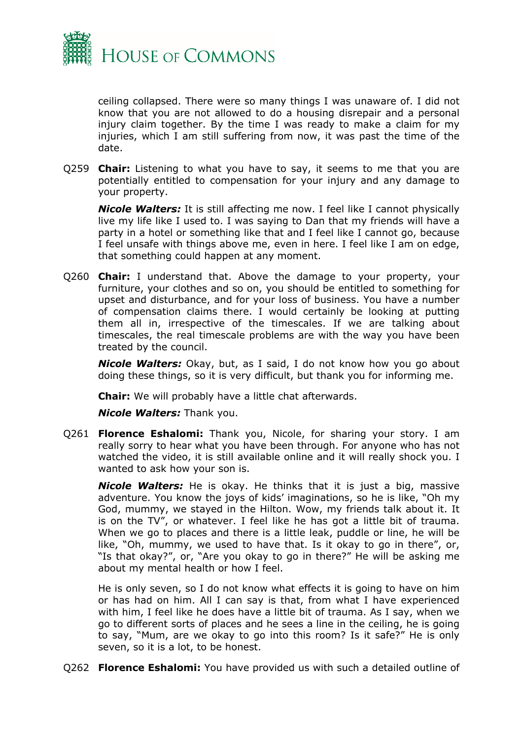ceiling collapsed. There were so many things I was unaware of. I did not know that you are not allowed to do a housing disrepair and a personal injury claim together. By the time I was ready to make a claim for my injuries, which I am still suffering from now, it was past the time of the date.

Q259 **Chair:** Listening to what you have to say, it seems to me that you are potentially entitled to compensation for your injury and any damage to your property.

***Nicole Walters:*** It is still affecting me now. I feel like I cannot physically live my life like I used to. I was saying to Dan that my friends will have a party in a hotel or something like that and I feel like I cannot go, because I feel unsafe with things above me, even in here. I feel like I am on edge, that something could happen at any moment.

Q260 **Chair:** I understand that. Above the damage to your property, your furniture, your clothes and so on, you should be entitled to something for upset and disturbance, and for your loss of business. You have a number of compensation claims there. I would certainly be looking at putting them all in, irrespective of the timescales. If we are talking about timescales, the real timescale problems are with the way you have been treated by the council.

***Nicole Walters:*** Okay, but, as I said, I do not know how you go about doing these things, so it is very difficult, but thank you for informing me.

**Chair:** We will probably have a little chat afterwards.

***Nicole Walters:*** Thank you.

Q261 **Florence Eshalomi:** Thank you, Nicole, for sharing your story. I am really sorry to hear what you have been through. For anyone who has not watched the video, it is still available online and it will really shock you. I wanted to ask how your son is.

***Nicole Walters:*** He is okay. He thinks that it is just a big, massive adventure. You know the joys of kids' imaginations, so he is like, "Oh my God, mummy, we stayed in the Hilton. Wow, my friends talk about it. It is on the TV", or whatever. I feel like he has got a little bit of trauma. When we go to places and there is a little leak, puddle or line, he will be like, "Oh, mummy, we used to have that. Is it okay to go in there", or, "Is that okay?", or, "Are you okay to go in there?" He will be asking me about my mental health or how I feel.

He is only seven, so I do not know what effects it is going to have on him or has had on him. All I can say is that, from what I have experienced with him, I feel like he does have a little bit of trauma. As I say, when we go to different sorts of places and he sees a line in the ceiling, he is going to say, "Mum, are we okay to go into this room? Is it safe?" He is only seven, so it is a lot, to be honest.

Q262 **Florence Eshalomi:** You have provided us with such a detailed outline of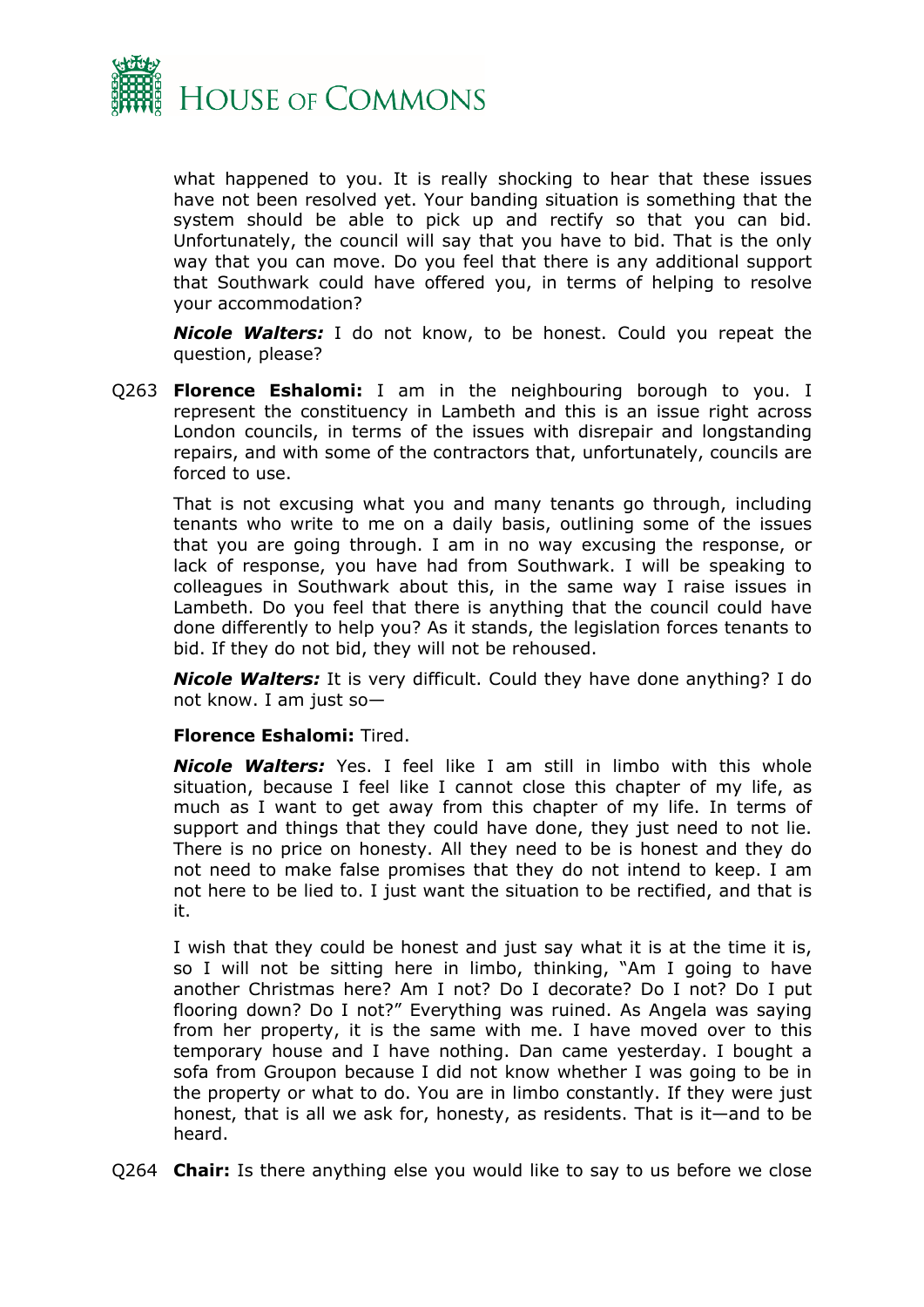what happened to you. It is really shocking to hear that these issues have not been resolved yet. Your banding situation is something that the system should be able to pick up and rectify so that you can bid. Unfortunately, the council will say that you have to bid. That is the only way that you can move. Do you feel that there is any additional support that Southwark could have offered you, in terms of helping to resolve your accommodation?

***Nicole Walters:*** I do not know, to be honest. Could you repeat the question, please?

Q263 **Florence Eshalomi:** I am in the neighbouring borough to you. I represent the constituency in Lambeth and this is an issue right across London councils, in terms of the issues with disrepair and longstanding repairs, and with some of the contractors that, unfortunately, councils are forced to use.

That is not excusing what you and many tenants go through, including tenants who write to me on a daily basis, outlining some of the issues that you are going through. I am in no way excusing the response, or lack of response, you have had from Southwark. I will be speaking to colleagues in Southwark about this, in the same way I raise issues in Lambeth. Do you feel that there is anything that the council could have done differently to help you? As it stands, the legislation forces tenants to bid. If they do not bid, they will not be rehoused.

***Nicole Walters:*** It is very difficult. Could they have done anything? I do not know. I am just so—

**Florence Eshalomi:** Tired.

***Nicole Walters:*** Yes. I feel like I am still in limbo with this whole situation, because I feel like I cannot close this chapter of my life, as much as I want to get away from this chapter of my life. In terms of support and things that they could have done, they just need to not lie. There is no price on honesty. All they need to be is honest and they do not need to make false promises that they do not intend to keep. I am not here to be lied to. I just want the situation to be rectified, and that is it.

I wish that they could be honest and just say what it is at the time it is, so I will not be sitting here in limbo, thinking, "Am I going to have another Christmas here? Am I not? Do I decorate? Do I not? Do I put flooring down? Do I not?" Everything was ruined. As Angela was saying from her property, it is the same with me. I have moved over to this temporary house and I have nothing. Dan came yesterday. I bought a sofa from Groupon because I did not know whether I was going to be in the property or what to do. You are in limbo constantly. If they were just honest, that is all we ask for, honesty, as residents. That is it—and to be heard.

Q264 **Chair:** Is there anything else you would like to say to us before we close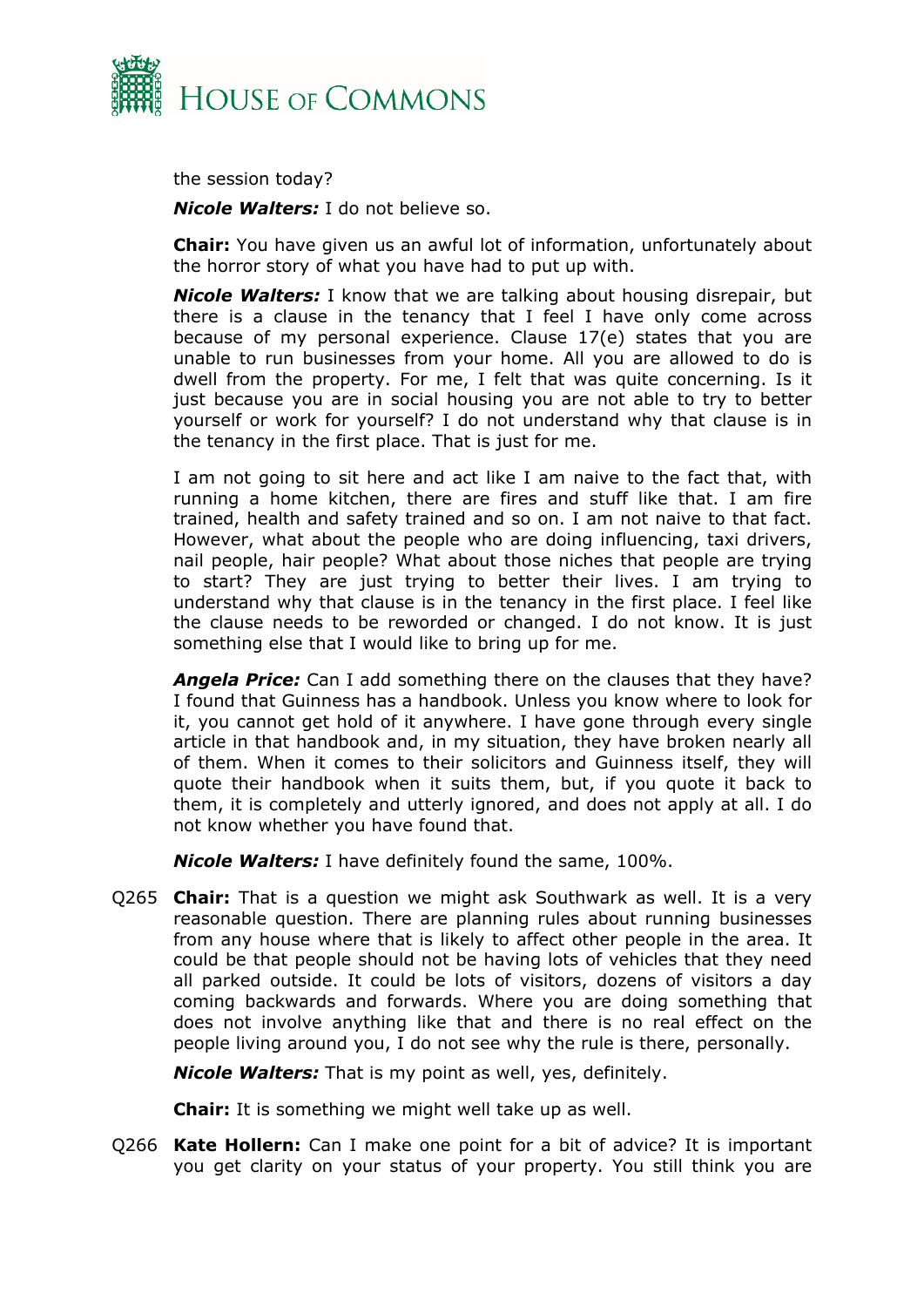the session today?

***Nicole Walters:*** I do not believe so.

**Chair:** You have given us an awful lot of information, unfortunately about the horror story of what you have had to put up with.

***Nicole Walters:*** I know that we are talking about housing disrepair, but there is a clause in the tenancy that I feel I have only come across because of my personal experience. Clause 17(e) states that you are unable to run businesses from your home. All you are allowed to do is dwell from the property. For me, I felt that was quite concerning. Is it just because you are in social housing you are not able to try to better yourself or work for yourself? I do not understand why that clause is in the tenancy in the first place. That is just for me.

I am not going to sit here and act like I am naive to the fact that, with running a home kitchen, there are fires and stuff like that. I am fire trained, health and safety trained and so on. I am not naive to that fact. However, what about the people who are doing influencing, taxi drivers, nail people, hair people? What about those niches that people are trying to start? They are just trying to better their lives. I am trying to understand why that clause is in the tenancy in the first place. I feel like the clause needs to be reworded or changed. I do not know. It is just something else that I would like to bring up for me.

***Angela Price:*** Can I add something there on the clauses that they have? I found that Guinness has a handbook. Unless you know where to look for it, you cannot get hold of it anywhere. I have gone through every single article in that handbook and, in my situation, they have broken nearly all of them. When it comes to their solicitors and Guinness itself, they will quote their handbook when it suits them, but, if you quote it back to them, it is completely and utterly ignored, and does not apply at all. I do not know whether you have found that.

***Nicole Walters:*** I have definitely found the same, 100%.

Q265 **Chair:** That is a question we might ask Southwark as well. It is a very reasonable question. There are planning rules about running businesses from any house where that is likely to affect other people in the area. It could be that people should not be having lots of vehicles that they need all parked outside. It could be lots of visitors, dozens of visitors a day coming backwards and forwards. Where you are doing something that does not involve anything like that and there is no real effect on the people living around you, I do not see why the rule is there, personally.

***Nicole Walters:*** That is my point as well, yes, definitely.

**Chair:** It is something we might well take up as well.

Q266 **Kate Hollern:** Can I make one point for a bit of advice? It is important you get clarity on your status of your property. You still think you are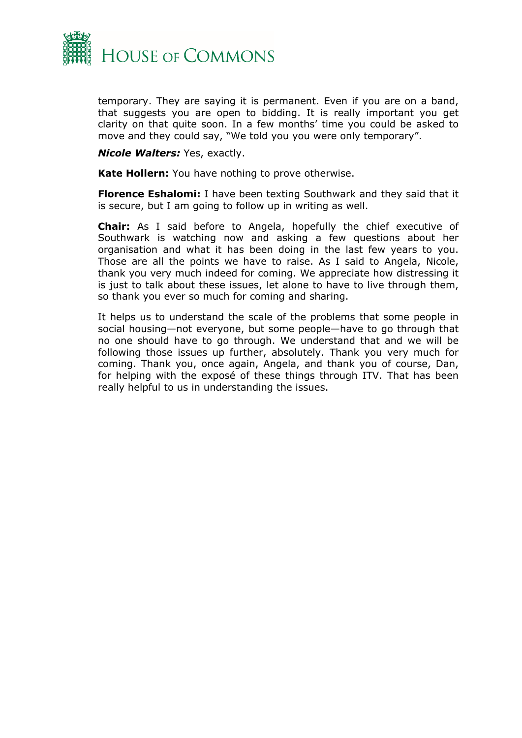temporary. They are saying it is permanent. Even if you are on a band, that suggests you are open to bidding. It is really important you get clarity on that quite soon. In a few months' time you could be asked to move and they could say, "We told you you were only temporary".

***Nicole Walters:*** Yes, exactly.

**Kate Hollern:** You have nothing to prove otherwise.

**Florence Eshalomi:** I have been texting Southwark and they said that it is secure, but I am going to follow up in writing as well.

**Chair:** As I said before to Angela, hopefully the chief executive of Southwark is watching now and asking a few questions about her organisation and what it has been doing in the last few years to you. Those are all the points we have to raise. As I said to Angela, Nicole, thank you very much indeed for coming. We appreciate how distressing it is just to talk about these issues, let alone to have to live through them, so thank you ever so much for coming and sharing.

It helps us to understand the scale of the problems that some people in social housing—not everyone, but some people—have to go through that no one should have to go through. We understand that and we will be following those issues up further, absolutely. Thank you very much for coming. Thank you, once again, Angela, and thank you of course, Dan, for helping with the exposé of these things through ITV. That has been really helpful to us in understanding the issues.